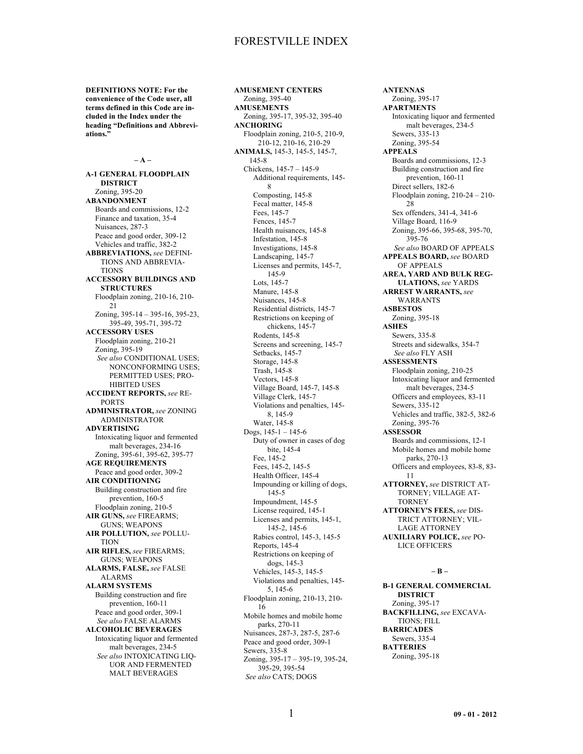# FORESTVILLE INDEX

**DEFINITIONS NOTE: For the convenience of the Code user, all terms defined in this Code are included in the Index under the heading "Definitions and Abbreviations."**

## – A –

**A-1 GENERAL FLOODPLAIN DISTRICT**
Zoning, 395-20

**ABANDONMENT**
Boards and commissions, 12-2
Finance and taxation, 35-4
Nuisances, 287-3
Peace and good order, 309-12
Vehicles and traffic, 382-2

**ABBREVIATIONS,** *see* DEFINITIONS AND ABBREVIATIONS

**ACCESSORY BUILDINGS AND STRUCTURES**
Floodplain zoning, 210-16, 210-21
Zoning, 395-14 – 395-16, 395-23, 395-49, 395-71, 395-72

**ACCESSORY USES**
Floodplain zoning, 210-21
Zoning, 395-19
*See also* CONDITIONAL USES; NONCONFORMING USES; PERMITTED USES; PROHIBITED USES

**ACCIDENT REPORTS,** *see* REPORTS

**ADMINISTRATOR,** *see* ZONING ADMINISTRATOR

**ADVERTISING**
Intoxicating liquor and fermented malt beverages, 234-16
Zoning, 395-61, 395-62, 395-77

**AGE REQUIREMENTS**
Peace and good order, 309-2

**AIR CONDITIONING**
Building construction and fire prevention, 160-5
Floodplain zoning, 210-5

**AIR GUNS,** *see* FIREARMS; GUNS; WEAPONS

**AIR POLLUTION,** *see* POLLUTION

**AIR RIFLES,** *see* FIREARMS; GUNS; WEAPONS

**ALARMS, FALSE,** *see* FALSE ALARMS

**ALARM SYSTEMS**
Building construction and fire prevention, 160-11
Peace and good order, 309-1
*See also* FALSE ALARMS

**ALCOHOLIC BEVERAGES**
Intoxicating liquor and fermented malt beverages, 234-5
*See also* INTOXICATING LIQUOR AND FERMENTED MALT BEVERAGES

**AMUSEMENT CENTERS**
Zoning, 395-40

**AMUSEMENTS**
Zoning, 395-17, 395-32, 395-40

**ANCHORING**
Floodplain zoning, 210-5, 210-9, 210-12, 210-16, 210-29

**ANIMALS,** 145-3, 145-5, 145-7, 145-8
Chickens, 145-7 – 145-9
Additional requirements, 145-8
Composting, 145-8
Fecal matter, 145-8
Fees, 145-7
Fences, 145-7
Health nuisances, 145-8
Infestation, 145-8
Investigations, 145-8
Landscaping, 145-7
Licenses and permits, 145-7, 145-9
Lots, 145-7
Manure, 145-8
Nuisances, 145-8
Residential districts, 145-7
Restrictions on keeping of chickens, 145-7
Rodents, 145-8
Screens and screening, 145-7
Setbacks, 145-7
Storage, 145-8
Trash, 145-8
Vectors, 145-8
Village Board, 145-7, 145-8
Village Clerk, 145-7
Violations and penalties, 145-8, 145-9
Water, 145-8
Dogs, 145-1 – 145-6
Duty of owner in cases of dog bite, 145-4
Fee, 145-2
Fees, 145-2, 145-5
Health Officer, 145-4
Impounding or killing of dogs, 145-5
Impoundment, 145-5
License required, 145-1
Licenses and permits, 145-1, 145-2, 145-6
Rabies control, 145-3, 145-5
Reports, 145-4
Restrictions on keeping of dogs, 145-3
Vehicles, 145-3, 145-5
Violations and penalties, 145-5, 145-6
Floodplain zoning, 210-13, 210-16
Mobile homes and mobile home parks, 270-11
Nuisances, 287-3, 287-5, 287-6
Peace and good order, 309-1
Sewers, 335-8
Zoning, 395-17 – 395-19, 395-24, 395-29, 395-54
*See also* CATS; DOGS

**ANTENNAS**
Zoning, 395-17

**APARTMENTS**
Intoxicating liquor and fermented malt beverages, 234-5
Sewers, 335-13
Zoning, 395-54

**APPEALS**
Boards and commissions, 12-3
Building construction and fire prevention, 160-11
Direct sellers, 182-6
Floodplain zoning, 210-24 – 210-28
Sex offenders, 341-4, 341-6
Village Board, 116-9
Zoning, 395-66, 395-68, 395-70, 395-76
*See also* BOARD OF APPEALS

**APPEALS BOARD,** *see* BOARD OF APPEALS

**AREA, YARD AND BULK REGULATIONS,** *see* YARDS

**ARREST WARRANTS,** *see* WARRANTS

**ASBESTOS**
Zoning, 395-18

**ASHES**
Sewers, 335-8
Streets and sidewalks, 354-7
*See also* FLY ASH

**ASSESSMENTS**
Floodplain zoning, 210-25
Intoxicating liquor and fermented malt beverages, 234-5
Officers and employees, 83-11
Sewers, 335-12
Vehicles and traffic, 382-5, 382-6
Zoning, 395-76

**ASSESSOR**
Boards and commissions, 12-1
Mobile homes and mobile home parks, 270-13
Officers and employees, 83-8, 83-11

**ATTORNEY,** *see* DISTRICT ATTORNEY; VILLAGE ATTORNEY

**ATTORNEY'S FEES,** *see* DISTRICT ATTORNEY; VILLAGE ATTORNEY

**AUXILIARY POLICE,** *see* POLICE OFFICERS

## – B –

**B-1 GENERAL COMMERCIAL DISTRICT**
Zoning, 395-17

**BACKFILLING,** *see* EXCAVATIONS; FILL

**BARRICADES**
Sewers, 335-4

**BATTERIES**
Zoning, 395-18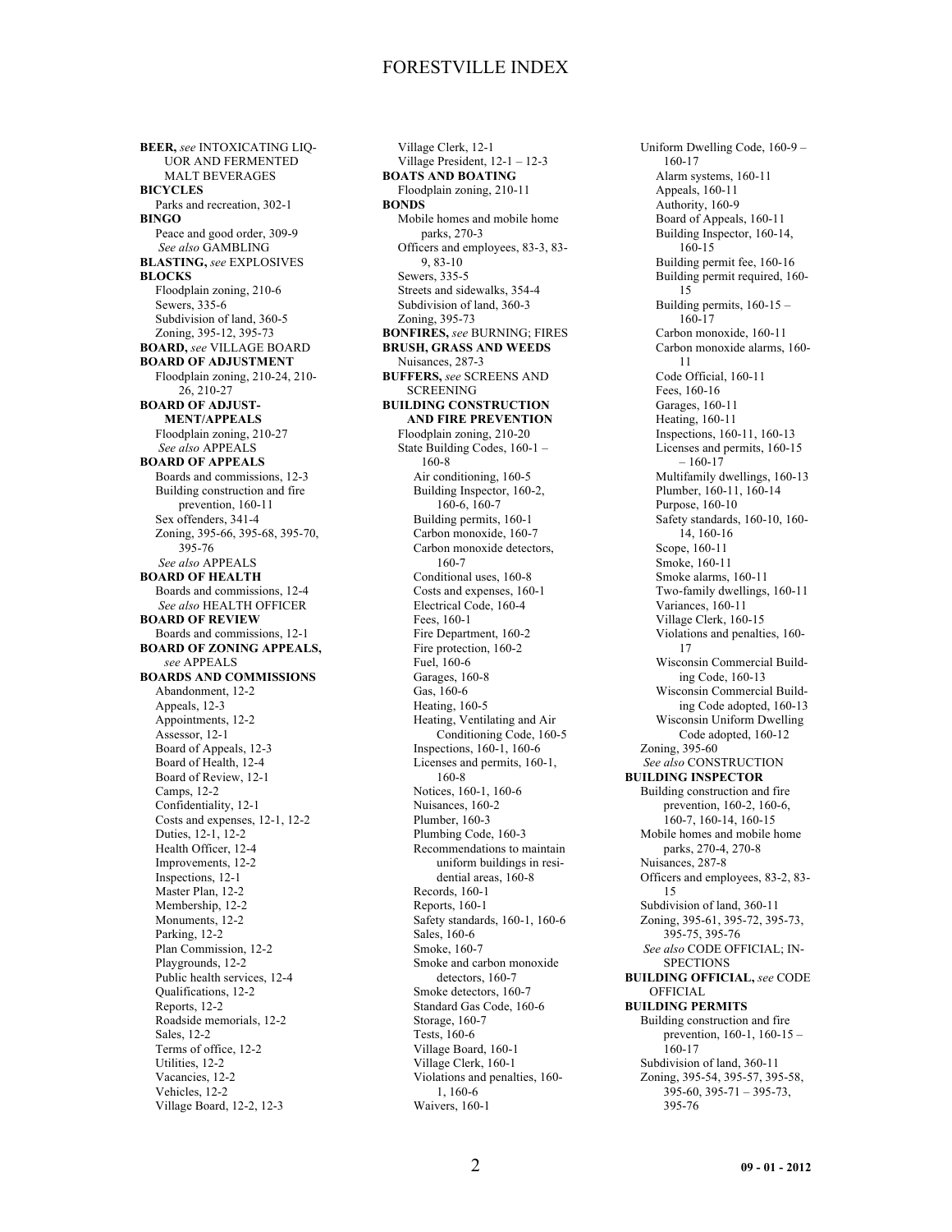# FORESTVILLE INDEX

**BEER,** *see* INTOXICATING LIQUOR AND FERMENTED MALT BEVERAGES

**BICYCLES**
- Parks and recreation, 302-1

**BINGO**
- Peace and good order, 309-9
- *See also* GAMBLING

**BLASTING,** *see* EXPLOSIVES

**BLOCKS**
- Floodplain zoning, 210-6
- Sewers, 335-6
- Subdivision of land, 360-5
- Zoning, 395-12, 395-73

**BOARD,** *see* VILLAGE BOARD

**BOARD OF ADJUSTMENT**
- Floodplain zoning, 210-24, 210-26, 210-27

**BOARD OF ADJUSTMENT/APPEALS**
- Floodplain zoning, 210-27
- *See also* APPEALS

**BOARD OF APPEALS**
- Boards and commissions, 12-3
- Building construction and fire prevention, 160-11
- Sex offenders, 341-4
- Zoning, 395-66, 395-68, 395-70, 395-76
- *See also* APPEALS

**BOARD OF HEALTH**
- Boards and commissions, 12-4
- *See also* HEALTH OFFICER

**BOARD OF REVIEW**
- Boards and commissions, 12-1

**BOARD OF ZONING APPEALS,** *see* APPEALS

**BOARDS AND COMMISSIONS**
- Abandonment, 12-2
- Appeals, 12-3
- Appointments, 12-2
- Assessor, 12-1
- Board of Appeals, 12-3
- Board of Health, 12-4
- Board of Review, 12-1
- Camps, 12-2
- Confidentiality, 12-1
- Costs and expenses, 12-1, 12-2
- Duties, 12-1, 12-2
- Health Officer, 12-4
- Improvements, 12-2
- Inspections, 12-1
- Master Plan, 12-2
- Membership, 12-2
- Monuments, 12-2
- Parking, 12-2
- Plan Commission, 12-2
- Playgrounds, 12-2
- Public health services, 12-4
- Qualifications, 12-2
- Reports, 12-2
- Roadside memorials, 12-2
- Sales, 12-2
- Terms of office, 12-2
- Utilities, 12-2
- Vacancies, 12-2
- Vehicles, 12-2
- Village Board, 12-2, 12-3
- Village Clerk, 12-1
- Village President, 12-1 – 12-3

**BOATS AND BOATING**
- Floodplain zoning, 210-11

**BONDS**
- Mobile homes and mobile home parks, 270-3
- Officers and employees, 83-3, 83-9, 83-10
- Sewers, 335-5
- Streets and sidewalks, 354-4
- Subdivision of land, 360-3
- Zoning, 395-73

**BONFIRES,** *see* BURNING; FIRES

**BRUSH, GRASS AND WEEDS**
- Nuisances, 287-3

**BUFFERS,** *see* SCREENS AND SCREENING

**BUILDING CONSTRUCTION AND FIRE PREVENTION**
- Floodplain zoning, 210-20
- State Building Codes, 160-1 – 160-8
  - Air conditioning, 160-5
  - Building Inspector, 160-2, 160-6, 160-7
  - Building permits, 160-1
  - Carbon monoxide, 160-7
  - Carbon monoxide detectors, 160-7
  - Conditional uses, 160-8
  - Costs and expenses, 160-1
  - Electrical Code, 160-4
  - Fees, 160-1
  - Fire Department, 160-2
  - Fire protection, 160-2
  - Fuel, 160-6
  - Garages, 160-8
  - Gas, 160-6
  - Heating, 160-5
  - Heating, Ventilating and Air Conditioning Code, 160-5
  - Inspections, 160-1, 160-6
  - Licenses and permits, 160-1, 160-8
  - Notices, 160-1, 160-6
  - Nuisances, 160-2
  - Plumber, 160-3
  - Plumbing Code, 160-3
  - Recommendations to maintain uniform buildings in residential areas, 160-8
  - Records, 160-1
  - Reports, 160-1
  - Safety standards, 160-1, 160-6
  - Sales, 160-6
  - Smoke, 160-7
  - Smoke and carbon monoxide detectors, 160-7
  - Smoke detectors, 160-7
  - Standard Gas Code, 160-6
  - Storage, 160-7
  - Tests, 160-6
  - Village Board, 160-1
  - Village Clerk, 160-1
  - Violations and penalties, 160-1, 160-6
  - Waivers, 160-1
- Uniform Dwelling Code, 160-9 – 160-17
  - Alarm systems, 160-11
  - Appeals, 160-11
  - Authority, 160-9
  - Board of Appeals, 160-11
  - Building Inspector, 160-14, 160-15
  - Building permit fee, 160-16
  - Building permit required, 160-15
  - Building permits, 160-15 – 160-17
  - Carbon monoxide, 160-11
  - Carbon monoxide alarms, 160-11
  - Code Official, 160-11
  - Fees, 160-16
  - Garages, 160-11
  - Heating, 160-11
  - Inspections, 160-11, 160-13
  - Licenses and permits, 160-15 – 160-17
  - Multifamily dwellings, 160-13
  - Plumber, 160-11, 160-14
  - Purpose, 160-10
  - Safety standards, 160-10, 160-14, 160-16
  - Scope, 160-11
  - Smoke, 160-11
  - Smoke alarms, 160-11
  - Two-family dwellings, 160-11
  - Variances, 160-11
  - Village Clerk, 160-15
  - Violations and penalties, 160-17
  - Wisconsin Commercial Building Code, 160-13
  - Wisconsin Commercial Building Code adopted, 160-13
  - Wisconsin Uniform Dwelling Code adopted, 160-12
- Zoning, 395-60
- *See also* CONSTRUCTION

**BUILDING INSPECTOR**
- Building construction and fire prevention, 160-2, 160-6, 160-7, 160-14, 160-15
- Mobile homes and mobile home parks, 270-4, 270-8
- Nuisances, 287-8
- Officers and employees, 83-2, 83-15
- Subdivision of land, 360-11
- Zoning, 395-61, 395-72, 395-73, 395-75, 395-76
- *See also* CODE OFFICIAL; INSPECTIONS

**BUILDING OFFICIAL,** *see* CODE OFFICIAL

**BUILDING PERMITS**
- Building construction and fire prevention, 160-1, 160-15 – 160-17
- Subdivision of land, 360-11
- Zoning, 395-54, 395-57, 395-58, 395-60, 395-71 – 395-73, 395-76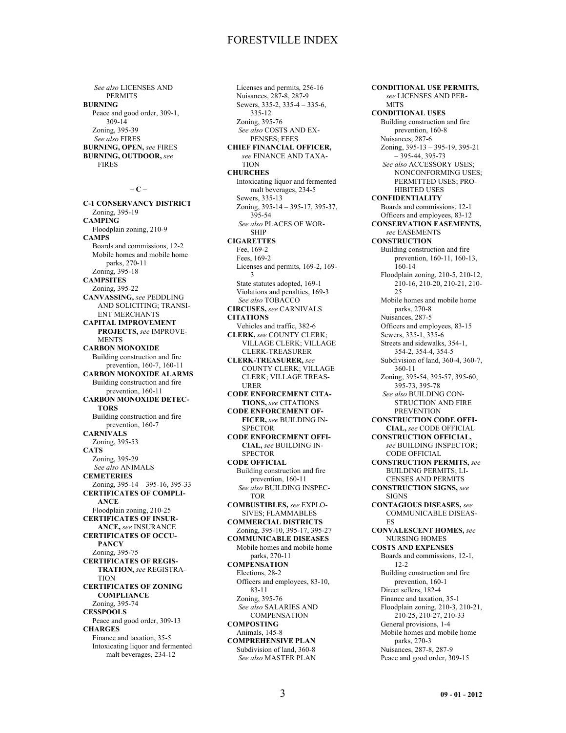*See also* LICENSES AND PERMITS

**BURNING**
Peace and good order, 309-1, 309-14
Zoning, 395-39
*See also* FIRES

**BURNING, OPEN,** *see* FIRES

**BURNING, OUTDOOR,** *see* FIRES

**– C –**

**C-1 CONSERVANCY DISTRICT**
Zoning, 395-19

**CAMPING**
Floodplain zoning, 210-9

**CAMPS**
Boards and commissions, 12-2
Mobile homes and mobile home parks, 270-11
Zoning, 395-18

**CAMPSITES**
Zoning, 395-22

**CANVASSING,** *see* PEDDLING AND SOLICITING; TRANSIENT MERCHANTS

**CAPITAL IMPROVEMENT PROJECTS,** *see* IMPROVEMENTS

**CARBON MONOXIDE**
Building construction and fire prevention, 160-7, 160-11

**CARBON MONOXIDE ALARMS**
Building construction and fire prevention, 160-11

**CARBON MONOXIDE DETECTORS**
Building construction and fire prevention, 160-7

**CARNIVALS**
Zoning, 395-53

**CATS**
Zoning, 395-29
*See also* ANIMALS

**CEMETERIES**
Zoning, 395-14 – 395-16, 395-33

**CERTIFICATES OF COMPLIANCE**
Floodplain zoning, 210-25

**CERTIFICATES OF INSURANCE,** *see* INSURANCE

**CERTIFICATES OF OCCUPANCY**
Zoning, 395-75

**CERTIFICATES OF REGISTRATION,** *see* REGISTRATION

**CERTIFICATES OF ZONING COMPLIANCE**
Zoning, 395-74

**CESSPOOLS**
Peace and good order, 309-13

**CHARGES**
Finance and taxation, 35-5
Intoxicating liquor and fermented malt beverages, 234-12
Licenses and permits, 256-16
Nuisances, 287-8, 287-9
Sewers, 335-2, 335-4 – 335-6, 335-12
Zoning, 395-76
*See also* COSTS AND EXPENSES; FEES

**CHIEF FINANCIAL OFFICER,** *see* FINANCE AND TAXATION

**CHURCHES**
Intoxicating liquor and fermented malt beverages, 234-5
Sewers, 335-13
Zoning, 395-14 – 395-17, 395-37, 395-54
*See also* PLACES OF WORSHIP

**CIGARETTES**
Fee, 169-2
Fees, 169-2
Licenses and permits, 169-2, 169-3
State statutes adopted, 169-1
Violations and penalties, 169-3
*See also* TOBACCO

**CIRCUSES,** *see* CARNIVALS

**CITATIONS**
Vehicles and traffic, 382-6

**CLERK,** *see* COUNTY CLERK; VILLAGE CLERK; VILLAGE CLERK-TREASURER

**CLERK-TREASURER,** *see* COUNTY CLERK; VILLAGE CLERK; VILLAGE TREASURER

**CODE ENFORCEMENT CITATIONS,** *see* CITATIONS

**CODE ENFORCEMENT OFFICER,** *see* BUILDING INSPECTOR

**CODE ENFORCEMENT OFFICIAL,** *see* BUILDING INSPECTOR

**CODE OFFICIAL**
Building construction and fire prevention, 160-11
*See also* BUILDING INSPECTOR

**COMBUSTIBLES,** *see* EXPLOSIVES; FLAMMABLES

**COMMERCIAL DISTRICTS**
Zoning, 395-10, 395-17, 395-27

**COMMUNICABLE DISEASES**
Mobile homes and mobile home parks, 270-11

**COMPENSATION**
Elections, 28-2
Officers and employees, 83-10, 83-11
Zoning, 395-76
*See also* SALARIES AND COMPENSATION

**COMPOSTING**
Animals, 145-8

**COMPREHENSIVE PLAN**
Subdivision of land, 360-8
*See also* MASTER PLAN

**CONDITIONAL USE PERMITS,** *see* LICENSES AND PERMITS

**CONDITIONAL USES**
Building construction and fire prevention, 160-8
Nuisances, 287-6
Zoning, 395-13 – 395-19, 395-21 – 395-44, 395-73
*See also* ACCESSORY USES; NONCONFORMING USES; PERMITTED USES; PROHIBITED USES

**CONFIDENTIALITY**
Boards and commissions, 12-1
Officers and employees, 83-12

**CONSERVATION EASEMENTS,** *see* EASEMENTS

**CONSTRUCTION**
Building construction and fire prevention, 160-11, 160-13, 160-14
Floodplain zoning, 210-5, 210-12, 210-16, 210-20, 210-21, 210-25
Mobile homes and mobile home parks, 270-8
Nuisances, 287-5
Officers and employees, 83-15
Sewers, 335-1, 335-6
Streets and sidewalks, 354-1, 354-2, 354-4, 354-5
Subdivision of land, 360-4, 360-7, 360-11
Zoning, 395-54, 395-57, 395-60, 395-73, 395-78
*See also* BUILDING CONSTRUCTION AND FIRE PREVENTION

**CONSTRUCTION CODE OFFICIAL,** *see* CODE OFFICIAL

**CONSTRUCTION OFFICIAL,** *see* BUILDING INSPECTOR; CODE OFFICIAL

**CONSTRUCTION PERMITS,** *see* BUILDING PERMITS; LICENSES AND PERMITS

**CONSTRUCTION SIGNS,** *see* SIGNS

**CONTAGIOUS DISEASES,** *see* COMMUNICABLE DISEASES

**CONVALESCENT HOMES,** *see* NURSING HOMES

**COSTS AND EXPENSES**
Boards and commissions, 12-1, 12-2
Building construction and fire prevention, 160-1
Direct sellers, 182-4
Finance and taxation, 35-1
Floodplain zoning, 210-3, 210-21, 210-25, 210-27, 210-33
General provisions, 1-4
Mobile homes and mobile home parks, 270-3
Nuisances, 287-8, 287-9
Peace and good order, 309-15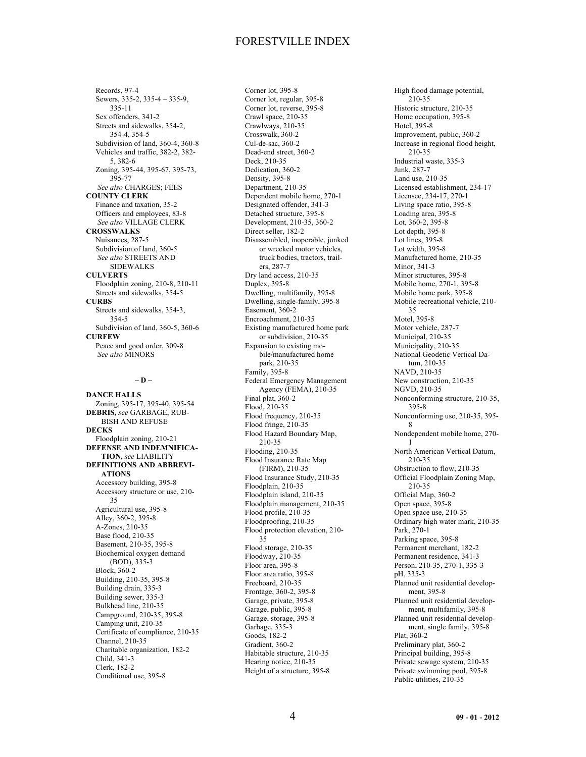Records, 97-4
Sewers, 335-2, 335-4 – 335-9, 335-11
Sex offenders, 341-2
Streets and sidewalks, 354-2, 354-4, 354-5
Subdivision of land, 360-4, 360-8
Vehicles and traffic, 382-2, 382-5, 382-6
Zoning, 395-44, 395-67, 395-73, 395-77
*See also* CHARGES; FEES

**COUNTY CLERK**
Finance and taxation, 35-2
Officers and employees, 83-8
*See also* VILLAGE CLERK

**CROSSWALKS**
Nuisances, 287-5
Subdivision of land, 360-5
*See also* STREETS AND SIDEWALKS

**CULVERTS**
Floodplain zoning, 210-8, 210-11
Streets and sidewalks, 354-5

**CURBS**
Streets and sidewalks, 354-3, 354-5
Subdivision of land, 360-5, 360-6

**CURFEW**
Peace and good order, 309-8
*See also* MINORS

## – D –

**DANCE HALLS**
Zoning, 395-17, 395-40, 395-54

**DEBRIS,** *see* GARBAGE, RUBBISH AND REFUSE

**DECKS**
Floodplain zoning, 210-21

**DEFENSE AND INDEMNIFICATION,** *see* LIABILITY

**DEFINITIONS AND ABBREVIATIONS**
Accessory building, 395-8
Accessory structure or use, 210-35
Agricultural use, 395-8
Alley, 360-2, 395-8
A-Zones, 210-35
Base flood, 210-35
Basement, 210-35, 395-8
Biochemical oxygen demand (BOD), 335-3
Block, 360-2
Building, 210-35, 395-8
Building drain, 335-3
Building sewer, 335-3
Bulkhead line, 210-35
Campground, 210-35, 395-8
Camping unit, 210-35
Certificate of compliance, 210-35
Channel, 210-35
Charitable organization, 182-2
Child, 341-3
Clerk, 182-2
Conditional use, 395-8
Corner lot, 395-8
Corner lot, regular, 395-8
Corner lot, reverse, 395-8
Crawl space, 210-35
Crawlways, 210-35
Crosswalk, 360-2
Cul-de-sac, 360-2
Dead-end street, 360-2
Deck, 210-35
Dedication, 360-2
Density, 395-8
Department, 210-35
Dependent mobile home, 270-1
Designated offender, 341-3
Detached structure, 395-8
Development, 210-35, 360-2
Direct seller, 182-2
Disassembled, inoperable, junked or wrecked motor vehicles, truck bodies, tractors, trailers, 287-7
Dry land access, 210-35
Duplex, 395-8
Dwelling, multifamily, 395-8
Dwelling, single-family, 395-8
Easement, 360-2
Encroachment, 210-35
Existing manufactured home park or subdivision, 210-35
Expansion to existing mobile/manufactured home park, 210-35
Family, 395-8
Federal Emergency Management Agency (FEMA), 210-35
Final plat, 360-2
Flood, 210-35
Flood frequency, 210-35
Flood fringe, 210-35
Flood Hazard Boundary Map, 210-35
Flooding, 210-35
Flood Insurance Rate Map (FIRM), 210-35
Flood Insurance Study, 210-35
Floodplain, 210-35
Floodplain island, 210-35
Floodplain management, 210-35
Flood profile, 210-35
Floodproofing, 210-35
Flood protection elevation, 210-35
Flood storage, 210-35
Floodway, 210-35
Floor area, 395-8
Floor area ratio, 395-8
Freeboard, 210-35
Frontage, 360-2, 395-8
Garage, private, 395-8
Garage, public, 395-8
Garage, storage, 395-8
Garbage, 335-3
Goods, 182-2
Gradient, 360-2
Habitable structure, 210-35
Hearing notice, 210-35
Height of a structure, 395-8
High flood damage potential, 210-35
Historic structure, 210-35
Home occupation, 395-8
Hotel, 395-8
Improvement, public, 360-2
Increase in regional flood height, 210-35
Industrial waste, 335-3
Junk, 287-7
Land use, 210-35
Licensed establishment, 234-17
Licensee, 234-17, 270-1
Living space ratio, 395-8
Loading area, 395-8
Lot, 360-2, 395-8
Lot depth, 395-8
Lot lines, 395-8
Lot width, 395-8
Manufactured home, 210-35
Minor, 341-3
Minor structures, 395-8
Mobile home, 270-1, 395-8
Mobile home park, 395-8
Mobile recreational vehicle, 210-35
Motel, 395-8
Motor vehicle, 287-7
Municipal, 210-35
Municipality, 210-35
National Geodetic Vertical Datum, 210-35
NAVD, 210-35
New construction, 210-35
NGVD, 210-35
Nonconforming structure, 210-35, 395-8
Nonconforming use, 210-35, 395-8
Nondependent mobile home, 270-1
North American Vertical Datum, 210-35
Obstruction to flow, 210-35
Official Floodplain Zoning Map, 210-35
Official Map, 360-2
Open space, 395-8
Open space use, 210-35
Ordinary high water mark, 210-35
Park, 270-1
Parking space, 395-8
Permanent merchant, 182-2
Permanent residence, 341-3
Person, 210-35, 270-1, 335-3
pH, 335-3
Planned unit residential development, 395-8
Planned unit residential development, multifamily, 395-8
Planned unit residential development, single family, 395-8
Plat, 360-2
Preliminary plat, 360-2
Principal building, 395-8
Private sewage system, 210-35
Private swimming pool, 395-8
Public utilities, 210-35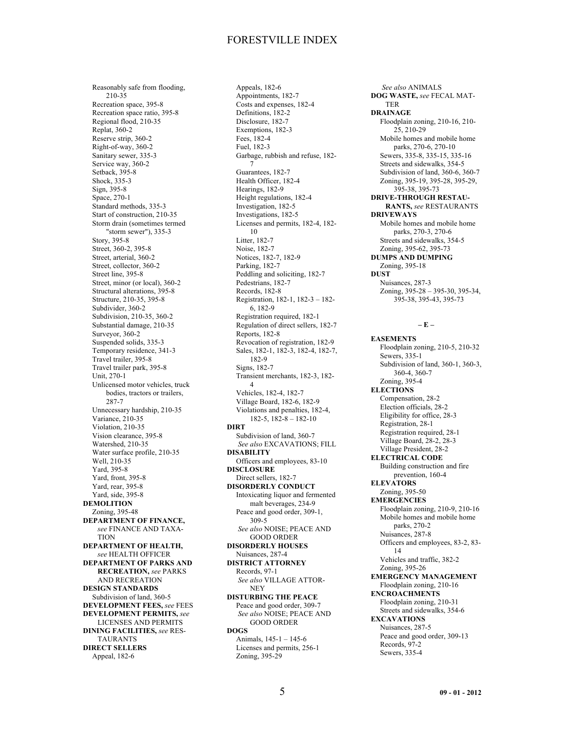Reasonably safe from flooding, 210-35
Recreation space, 395-8
Recreation space ratio, 395-8
Regional flood, 210-35
Replat, 360-2
Reserve strip, 360-2
Right-of-way, 360-2
Sanitary sewer, 335-3
Service way, 360-2
Setback, 395-8
Shock, 335-3
Sign, 395-8
Space, 270-1
Standard methods, 335-3
Start of construction, 210-35
Storm drain (sometimes termed "storm sewer"), 335-3
Story, 395-8
Street, 360-2, 395-8
Street, arterial, 360-2
Street, collector, 360-2
Street line, 395-8
Street, minor (or local), 360-2
Structural alterations, 395-8
Structure, 210-35, 395-8
Subdivider, 360-2
Subdivision, 210-35, 360-2
Substantial damage, 210-35
Surveyor, 360-2
Suspended solids, 335-3
Temporary residence, 341-3
Travel trailer, 395-8
Travel trailer park, 395-8
Unit, 270-1
Unlicensed motor vehicles, truck bodies, tractors or trailers, 287-7
Unnecessary hardship, 210-35
Variance, 210-35
Violation, 210-35
Vision clearance, 395-8
Watershed, 210-35
Water surface profile, 210-35
Well, 210-35
Yard, 395-8
Yard, front, 395-8
Yard, rear, 395-8
Yard, side, 395-8

**DEMOLITION**
Zoning, 395-48

**DEPARTMENT OF FINANCE,** *see* FINANCE AND TAXATION

**DEPARTMENT OF HEALTH,** *see* HEALTH OFFICER

**DEPARTMENT OF PARKS AND RECREATION,** *see* PARKS AND RECREATION

**DESIGN STANDARDS**
Subdivision of land, 360-5

**DEVELOPMENT FEES,** *see* FEES

**DEVELOPMENT PERMITS,** *see* LICENSES AND PERMITS

**DINING FACILITIES,** *see* RESTAURANTS

**DIRECT SELLERS**
Appeal, 182-6
Appeals, 182-6
Appointments, 182-7
Costs and expenses, 182-4
Definitions, 182-2
Disclosure, 182-7
Exemptions, 182-3
Fees, 182-4
Fuel, 182-3
Garbage, rubbish and refuse, 182-7
Guarantees, 182-7
Health Officer, 182-4
Hearings, 182-9
Height regulations, 182-4
Investigation, 182-5
Investigations, 182-5
Licenses and permits, 182-4, 182-10
Litter, 182-7
Noise, 182-7
Notices, 182-7, 182-9
Parking, 182-7
Peddling and soliciting, 182-7
Pedestrians, 182-7
Records, 182-8
Registration, 182-1, 182-3 – 182-6, 182-9
Registration required, 182-1
Regulation of direct sellers, 182-7
Reports, 182-8
Revocation of registration, 182-9
Sales, 182-1, 182-3, 182-4, 182-7, 182-9
Signs, 182-7
Transient merchants, 182-3, 182-4
Vehicles, 182-4, 182-7
Village Board, 182-6, 182-9
Violations and penalties, 182-4, 182-5, 182-8 – 182-10

**DIRT**
Subdivision of land, 360-7
*See also* EXCAVATIONS; FILL

**DISABILITY**
Officers and employees, 83-10

**DISCLOSURE**
Direct sellers, 182-7

**DISORDERLY CONDUCT**
Intoxicating liquor and fermented malt beverages, 234-9
Peace and good order, 309-1, 309-5
*See also* NOISE; PEACE AND GOOD ORDER

**DISORDERLY HOUSES**
Nuisances, 287-4

**DISTRICT ATTORNEY**
Records, 97-1
*See also* VILLAGE ATTORNEY

**DISTURBING THE PEACE**
Peace and good order, 309-7
*See also* NOISE; PEACE AND GOOD ORDER

**DOGS**
Animals, 145-1 – 145-6
Licenses and permits, 256-1
Zoning, 395-29
*See also* ANIMALS

**DOG WASTE,** *see* FECAL MATTER

**DRAINAGE**
Floodplain zoning, 210-16, 210-25, 210-29
Mobile homes and mobile home parks, 270-6, 270-10
Sewers, 335-8, 335-15, 335-16
Streets and sidewalks, 354-5
Subdivision of land, 360-6, 360-7
Zoning, 395-19, 395-28, 395-29, 395-38, 395-73

**DRIVE-THROUGH RESTAURANTS,** *see* RESTAURANTS

**DRIVEWAYS**
Mobile homes and mobile home parks, 270-3, 270-6
Streets and sidewalks, 354-5
Zoning, 395-62, 395-73

**DUMPS AND DUMPING**
Zoning, 395-18

**DUST**
Nuisances, 287-3
Zoning, 395-28 – 395-30, 395-34, 395-38, 395-43, 395-73

## – E –

**EASEMENTS**
Floodplain zoning, 210-5, 210-32
Sewers, 335-1
Subdivision of land, 360-1, 360-3, 360-4, 360-7
Zoning, 395-4

**ELECTIONS**
Compensation, 28-2
Election officials, 28-2
Eligibility for office, 28-3
Registration, 28-1
Registration required, 28-1
Village Board, 28-2, 28-3
Village President, 28-2

**ELECTRICAL CODE**
Building construction and fire prevention, 160-4

**ELEVATORS**
Zoning, 395-50

**EMERGENCIES**
Floodplain zoning, 210-9, 210-16
Mobile homes and mobile home parks, 270-2
Nuisances, 287-8
Officers and employees, 83-2, 83-14
Vehicles and traffic, 382-2
Zoning, 395-26

**EMERGENCY MANAGEMENT**
Floodplain zoning, 210-16

**ENCROACHMENTS**
Floodplain zoning, 210-31
Streets and sidewalks, 354-6

**EXCAVATIONS**
Nuisances, 287-5
Peace and good order, 309-13
Records, 97-2
Sewers, 335-4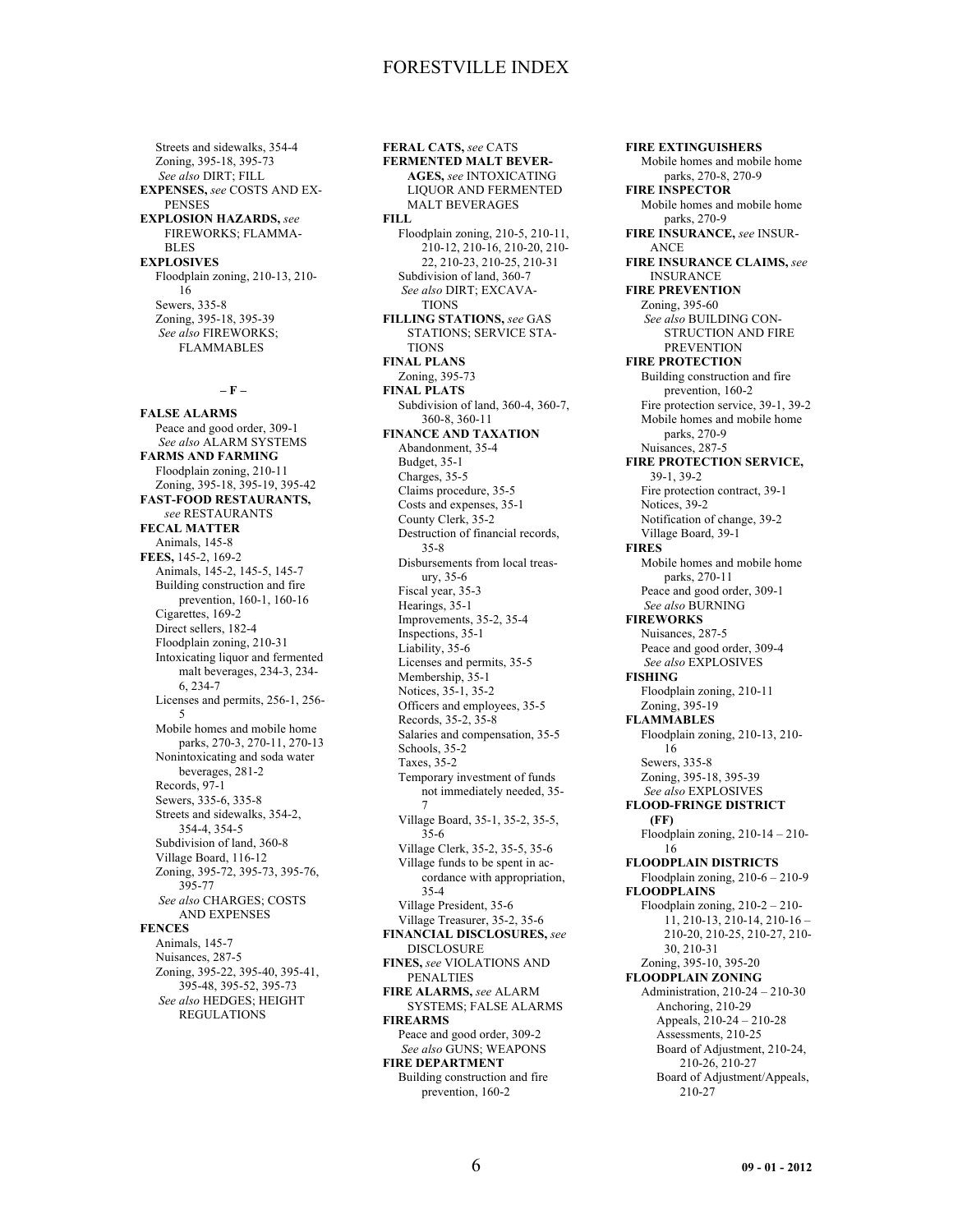Streets and sidewalks, 354-4
Zoning, 395-18, 395-73
*See also* DIRT; FILL

**EXPENSES,** *see* COSTS AND EXPENSES

**EXPLOSION HAZARDS,** *see* FIREWORKS; FLAMMABLES

**EXPLOSIVES**
Floodplain zoning, 210-13, 210-16
Sewers, 335-8
Zoning, 395-18, 395-39
*See also* FIREWORKS; FLAMMABLES

**– F –**

**FALSE ALARMS**
Peace and good order, 309-1
*See also* ALARM SYSTEMS

**FARMS AND FARMING**
Floodplain zoning, 210-11
Zoning, 395-18, 395-19, 395-42

**FAST-FOOD RESTAURANTS,** *see* RESTAURANTS

**FECAL MATTER**
Animals, 145-8

**FEES,** 145-2, 169-2
Animals, 145-2, 145-5, 145-7
Building construction and fire prevention, 160-1, 160-16
Cigarettes, 169-2
Direct sellers, 182-4
Floodplain zoning, 210-31
Intoxicating liquor and fermented malt beverages, 234-3, 234-6, 234-7
Licenses and permits, 256-1, 256-5
Mobile homes and mobile home parks, 270-3, 270-11, 270-13
Nonintoxicating and soda water beverages, 281-2
Records, 97-1
Sewers, 335-6, 335-8
Streets and sidewalks, 354-2, 354-4, 354-5
Subdivision of land, 360-8
Village Board, 116-12
Zoning, 395-72, 395-73, 395-76, 395-77
*See also* CHARGES; COSTS AND EXPENSES

**FENCES**
Animals, 145-7
Nuisances, 287-5
Zoning, 395-22, 395-40, 395-41, 395-48, 395-52, 395-73
*See also* HEDGES; HEIGHT REGULATIONS

**FERAL CATS,** *see* CATS

**FERMENTED MALT BEVERAGES,** *see* INTOXICATING LIQUOR AND FERMENTED MALT BEVERAGES

**FILL**
Floodplain zoning, 210-5, 210-11, 210-12, 210-16, 210-20, 210-22, 210-23, 210-25, 210-31
Subdivision of land, 360-7
*See also* DIRT; EXCAVATIONS

**FILLING STATIONS,** *see* GAS STATIONS; SERVICE STATIONS

**FINAL PLANS**
Zoning, 395-73

**FINAL PLATS**
Subdivision of land, 360-4, 360-7, 360-8, 360-11

**FINANCE AND TAXATION**
Abandonment, 35-4
Budget, 35-1
Charges, 35-5
Claims procedure, 35-5
Costs and expenses, 35-1
County Clerk, 35-2
Destruction of financial records, 35-8
Disbursements from local treasury, 35-6
Fiscal year, 35-3
Hearings, 35-1
Improvements, 35-2, 35-4
Inspections, 35-1
Liability, 35-6
Licenses and permits, 35-5
Membership, 35-1
Notices, 35-1, 35-2
Officers and employees, 35-5
Records, 35-2, 35-8
Salaries and compensation, 35-5
Schools, 35-2
Taxes, 35-2
Temporary investment of funds not immediately needed, 35-7
Village Board, 35-1, 35-2, 35-5, 35-6
Village Clerk, 35-2, 35-5, 35-6
Village funds to be spent in accordance with appropriation, 35-4
Village President, 35-6
Village Treasurer, 35-2, 35-6

**FINANCIAL DISCLOSURES,** *see* DISCLOSURE

**FINES,** *see* VIOLATIONS AND PENALTIES

**FIRE ALARMS,** *see* ALARM SYSTEMS; FALSE ALARMS

**FIREARMS**
Peace and good order, 309-2
*See also* GUNS; WEAPONS

**FIRE DEPARTMENT**
Building construction and fire prevention, 160-2

**FIRE EXTINGUISHERS**
Mobile homes and mobile home parks, 270-8, 270-9

**FIRE INSPECTOR**
Mobile homes and mobile home parks, 270-9

**FIRE INSURANCE,** *see* INSURANCE

**FIRE INSURANCE CLAIMS,** *see* INSURANCE

**FIRE PREVENTION**
Zoning, 395-60
*See also* BUILDING CONSTRUCTION AND FIRE PREVENTION

**FIRE PROTECTION**
Building construction and fire prevention, 160-2
Fire protection service, 39-1, 39-2
Mobile homes and mobile home parks, 270-9
Nuisances, 287-5

**FIRE PROTECTION SERVICE,** 39-1, 39-2
Fire protection contract, 39-1
Notices, 39-2
Notification of change, 39-2
Village Board, 39-1

**FIRES**
Mobile homes and mobile home parks, 270-11
Peace and good order, 309-1
*See also* BURNING

**FIREWORKS**
Nuisances, 287-5
Peace and good order, 309-4
*See also* EXPLOSIVES

**FISHING**
Floodplain zoning, 210-11
Zoning, 395-19

**FLAMMABLES**
Floodplain zoning, 210-13, 210-16
Sewers, 335-8
Zoning, 395-18, 395-39
*See also* EXPLOSIVES

**FLOOD-FRINGE DISTRICT (FF)**
Floodplain zoning, 210-14 – 210-16

**FLOODPLAIN DISTRICTS**
Floodplain zoning, 210-6 – 210-9

**FLOODPLAINS**
Floodplain zoning, 210-2 – 210-11, 210-13, 210-14, 210-16 – 210-20, 210-25, 210-27, 210-30, 210-31
Zoning, 395-10, 395-20

**FLOODPLAIN ZONING**
Administration, 210-24 – 210-30
Anchoring, 210-29
Appeals, 210-24 – 210-28
Assessments, 210-25
Board of Adjustment, 210-24, 210-26, 210-27
Board of Adjustment/Appeals, 210-27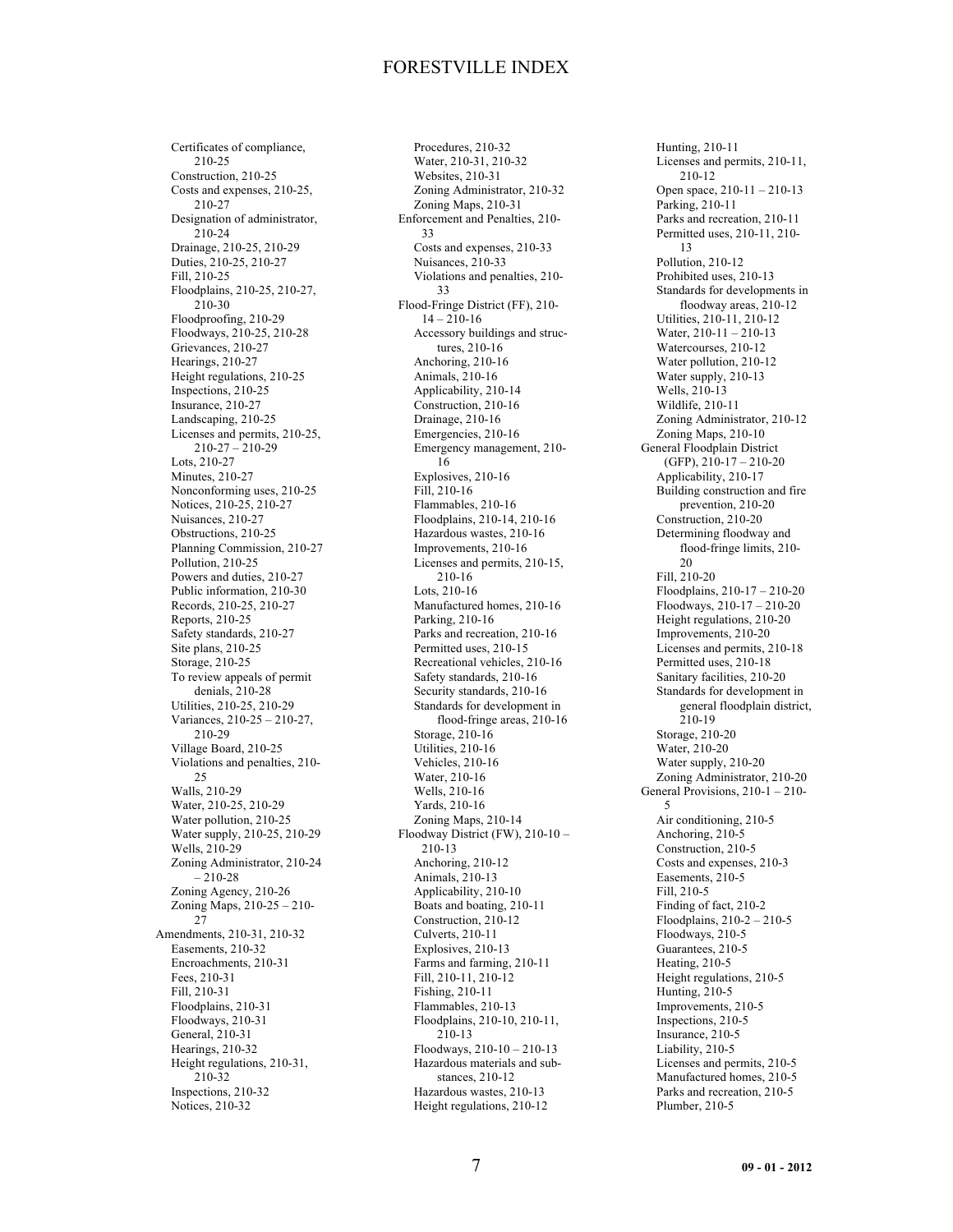- Certificates of compliance, 210-25
- Construction, 210-25
- Costs and expenses, 210-25, 210-27
- Designation of administrator, 210-24
- Drainage, 210-25, 210-29
- Duties, 210-25, 210-27
- Fill, 210-25
- Floodplains, 210-25, 210-27, 210-30
- Floodproofing, 210-29
- Floodways, 210-25, 210-28
- Grievances, 210-27
- Hearings, 210-27
- Height regulations, 210-25
- Inspections, 210-25
- Insurance, 210-27
- Landscaping, 210-25
- Licenses and permits, 210-25, 210-27 – 210-29
- Lots, 210-27
- Minutes, 210-27
- Nonconforming uses, 210-25
- Notices, 210-25, 210-27
- Nuisances, 210-27
- Obstructions, 210-25
- Planning Commission, 210-27
- Pollution, 210-25
- Powers and duties, 210-27
- Public information, 210-30
- Records, 210-25, 210-27
- Reports, 210-25
- Safety standards, 210-27
- Site plans, 210-25
- Storage, 210-25
- To review appeals of permit denials, 210-28
- Utilities, 210-25, 210-29
- Variances, 210-25 – 210-27, 210-29
- Village Board, 210-25
- Violations and penalties, 210-25
- Walls, 210-29
- Water, 210-25, 210-29
- Water pollution, 210-25
- Water supply, 210-25, 210-29
- Wells, 210-29
- Zoning Administrator, 210-24 – 210-28
- Zoning Agency, 210-26
- Zoning Maps, 210-25 – 210-27

Amendments, 210-31, 210-32
- Easements, 210-32
- Encroachments, 210-31
- Fees, 210-31
- Fill, 210-31
- Floodplains, 210-31
- Floodways, 210-31
- General, 210-31
- Hearings, 210-32
- Height regulations, 210-31, 210-32
- Inspections, 210-32
- Notices, 210-32
- Procedures, 210-32
- Water, 210-31, 210-32
- Websites, 210-31
- Zoning Administrator, 210-32
- Zoning Maps, 210-31

Enforcement and Penalties, 210-33
- Costs and expenses, 210-33
- Nuisances, 210-33
- Violations and penalties, 210-33

Flood-Fringe District (FF), 210-14 – 210-16
- Accessory buildings and structures, 210-16
- Anchoring, 210-16
- Animals, 210-16
- Applicability, 210-14
- Construction, 210-16
- Drainage, 210-16
- Emergencies, 210-16
- Emergency management, 210-16
- Explosives, 210-16
- Fill, 210-16
- Flammables, 210-16
- Floodplains, 210-14, 210-16
- Hazardous wastes, 210-16
- Improvements, 210-16
- Licenses and permits, 210-15, 210-16
- Lots, 210-16
- Manufactured homes, 210-16
- Parking, 210-16
- Parks and recreation, 210-16
- Permitted uses, 210-15
- Recreational vehicles, 210-16
- Safety standards, 210-16
- Security standards, 210-16
- Standards for development in flood-fringe areas, 210-16
- Storage, 210-16
- Utilities, 210-16
- Vehicles, 210-16
- Water, 210-16
- Wells, 210-16
- Yards, 210-16
- Zoning Maps, 210-14

Floodway District (FW), 210-10 – 210-13
- Anchoring, 210-12
- Animals, 210-13
- Applicability, 210-10
- Boats and boating, 210-11
- Construction, 210-12
- Culverts, 210-11
- Explosives, 210-13
- Farms and farming, 210-11
- Fill, 210-11, 210-12
- Fishing, 210-11
- Flammables, 210-13
- Floodplains, 210-10, 210-11, 210-13
- Floodways, 210-10 – 210-13
- Hazardous materials and substances, 210-12
- Hazardous wastes, 210-13
- Height regulations, 210-12
- Hunting, 210-11
- Licenses and permits, 210-11, 210-12
- Open space, 210-11 – 210-13
- Parking, 210-11
- Parks and recreation, 210-11
- Permitted uses, 210-11, 210-13
- Pollution, 210-12
- Prohibited uses, 210-13
- Standards for developments in floodway areas, 210-12
- Utilities, 210-11, 210-12
- Water, 210-11 – 210-13
- Watercourses, 210-12
- Water pollution, 210-12
- Water supply, 210-13
- Wells, 210-13
- Wildlife, 210-11
- Zoning Administrator, 210-12
- Zoning Maps, 210-10

General Floodplain District (GFP), 210-17 – 210-20
- Applicability, 210-17
- Building construction and fire prevention, 210-20
- Construction, 210-20
- Determining floodway and flood-fringe limits, 210-20
- Fill, 210-20
- Floodplains, 210-17 – 210-20
- Floodways, 210-17 – 210-20
- Height regulations, 210-20
- Improvements, 210-20
- Licenses and permits, 210-18
- Permitted uses, 210-18
- Sanitary facilities, 210-20
- Standards for development in general floodplain district, 210-19
- Storage, 210-20
- Water, 210-20
- Water supply, 210-20
- Zoning Administrator, 210-20

General Provisions, 210-1 – 210-5
- Air conditioning, 210-5
- Anchoring, 210-5
- Construction, 210-5
- Costs and expenses, 210-3
- Easements, 210-5
- Fill, 210-5
- Finding of fact, 210-2
- Floodplains, 210-2 – 210-5
- Floodways, 210-5
- Guarantees, 210-5
- Heating, 210-5
- Height regulations, 210-5
- Hunting, 210-5
- Improvements, 210-5
- Inspections, 210-5
- Insurance, 210-5
- Liability, 210-5
- Licenses and permits, 210-5
- Manufactured homes, 210-5
- Parks and recreation, 210-5
- Plumber, 210-5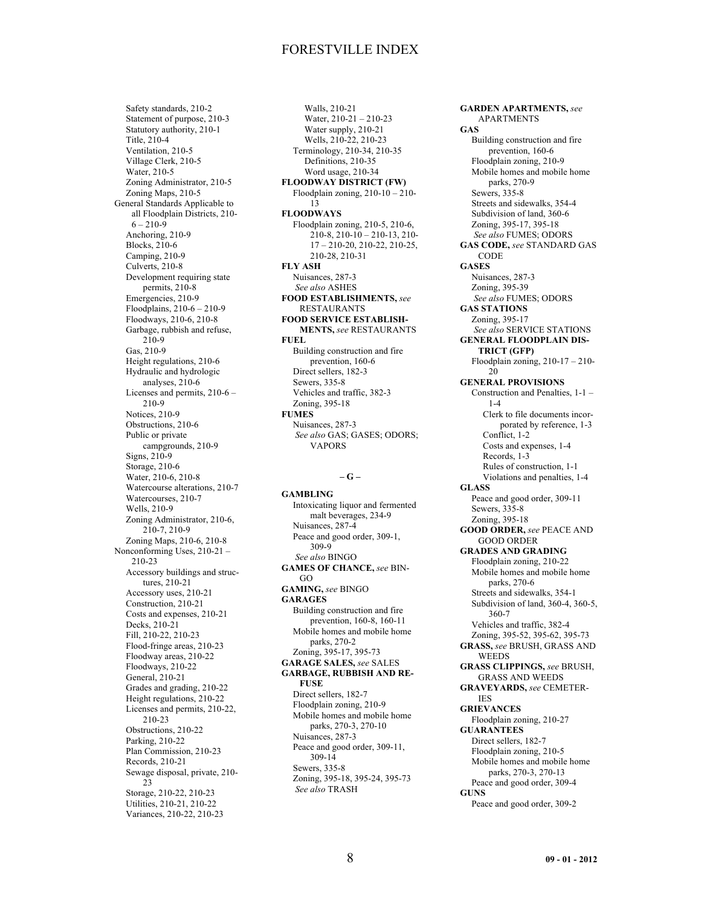Safety standards, 210-2
Statement of purpose, 210-3
Statutory authority, 210-1
Title, 210-4
Ventilation, 210-5
Village Clerk, 210-5
Water, 210-5
Zoning Administrator, 210-5
Zoning Maps, 210-5

General Standards Applicable to all Floodplain Districts, 210-6 – 210-9
Anchoring, 210-9
Blocks, 210-6
Camping, 210-9
Culverts, 210-8
Development requiring state permits, 210-8
Emergencies, 210-9
Floodplains, 210-6 – 210-9
Floodways, 210-6, 210-8
Garbage, rubbish and refuse, 210-9
Gas, 210-9
Height regulations, 210-6
Hydraulic and hydrologic analyses, 210-6
Licenses and permits, 210-6 – 210-9
Notices, 210-9
Obstructions, 210-6
Public or private campgrounds, 210-9
Signs, 210-9
Storage, 210-6
Water, 210-6, 210-8
Watercourse alterations, 210-7
Watercourses, 210-7
Wells, 210-9
Zoning Administrator, 210-6, 210-7, 210-9
Zoning Maps, 210-6, 210-8

Nonconforming Uses, 210-21 – 210-23
Accessory buildings and structures, 210-21
Accessory uses, 210-21
Construction, 210-21
Costs and expenses, 210-21
Decks, 210-21
Fill, 210-22, 210-23
Flood-fringe areas, 210-23
Floodway areas, 210-22
Floodways, 210-22
General, 210-21
Grades and grading, 210-22
Height regulations, 210-22
Licenses and permits, 210-22, 210-23
Obstructions, 210-22
Parking, 210-22
Plan Commission, 210-23
Records, 210-21
Sewage disposal, private, 210-23
Storage, 210-22, 210-23
Utilities, 210-21, 210-22
Variances, 210-22, 210-23
Walls, 210-21
Water, 210-21 – 210-23
Water supply, 210-21
Wells, 210-22, 210-23

Terminology, 210-34, 210-35
Definitions, 210-35
Word usage, 210-34

**FLOODWAY DISTRICT (FW)**
Floodplain zoning, 210-10 – 210-13

**FLOODWAYS**
Floodplain zoning, 210-5, 210-6, 210-8, 210-10 – 210-13, 210-17 – 210-20, 210-22, 210-25, 210-28, 210-31

**FLY ASH**
Nuisances, 287-3
*See also* ASHES

**FOOD ESTABLISHMENTS,** *see* RESTAURANTS

**FOOD SERVICE ESTABLISHMENTS,** *see* RESTAURANTS

**FUEL**
Building construction and fire prevention, 160-6
Direct sellers, 182-3
Sewers, 335-8
Vehicles and traffic, 382-3
Zoning, 395-18

**FUMES**
Nuisances, 287-3
*See also* GAS; GASES; ODORS; VAPORS

**– G –**

**GAMBLING**
Intoxicating liquor and fermented malt beverages, 234-9
Nuisances, 287-4
Peace and good order, 309-1, 309-9
*See also* BINGO

**GAMES OF CHANCE,** *see* BINGO

**GAMING,** *see* BINGO

**GARAGES**
Building construction and fire prevention, 160-8, 160-11
Mobile homes and mobile home parks, 270-2
Zoning, 395-17, 395-73

**GARAGE SALES,** *see* SALES

**GARBAGE, RUBBISH AND REFUSE**
Direct sellers, 182-7
Floodplain zoning, 210-9
Mobile homes and mobile home parks, 270-3, 270-10
Nuisances, 287-3
Peace and good order, 309-11, 309-14
Sewers, 335-8
Zoning, 395-18, 395-24, 395-73
*See also* TRASH

**GARDEN APARTMENTS,** *see* APARTMENTS

**GAS**
Building construction and fire prevention, 160-6
Floodplain zoning, 210-9
Mobile homes and mobile home parks, 270-9
Sewers, 335-8
Streets and sidewalks, 354-4
Subdivision of land, 360-6
Zoning, 395-17, 395-18
*See also* FUMES; ODORS

**GAS CODE,** *see* STANDARD GAS CODE

**GASES**
Nuisances, 287-3
Zoning, 395-39
*See also* FUMES; ODORS

**GAS STATIONS**
Zoning, 395-17
*See also* SERVICE STATIONS

**GENERAL FLOODPLAIN DISTRICT (GFP)**
Floodplain zoning, 210-17 – 210-20

**GENERAL PROVISIONS**
Construction and Penalties, 1-1 – 1-4
Clerk to file documents incorporated by reference, 1-3
Conflict, 1-2
Costs and expenses, 1-4
Records, 1-3
Rules of construction, 1-1
Violations and penalties, 1-4

**GLASS**
Peace and good order, 309-11
Sewers, 335-8
Zoning, 395-18

**GOOD ORDER,** *see* PEACE AND GOOD ORDER

**GRADES AND GRADING**
Floodplain zoning, 210-22
Mobile homes and mobile home parks, 270-6
Streets and sidewalks, 354-1
Subdivision of land, 360-4, 360-5, 360-7
Vehicles and traffic, 382-4
Zoning, 395-52, 395-62, 395-73

**GRASS,** *see* BRUSH, GRASS AND WEEDS

**GRASS CLIPPINGS,** *see* BRUSH, GRASS AND WEEDS

**GRAVEYARDS,** *see* CEMETERIES

**GRIEVANCES**
Floodplain zoning, 210-27

**GUARANTEES**
Direct sellers, 182-7
Floodplain zoning, 210-5
Mobile homes and mobile home parks, 270-3, 270-13
Peace and good order, 309-4

**GUNS**
Peace and good order, 309-2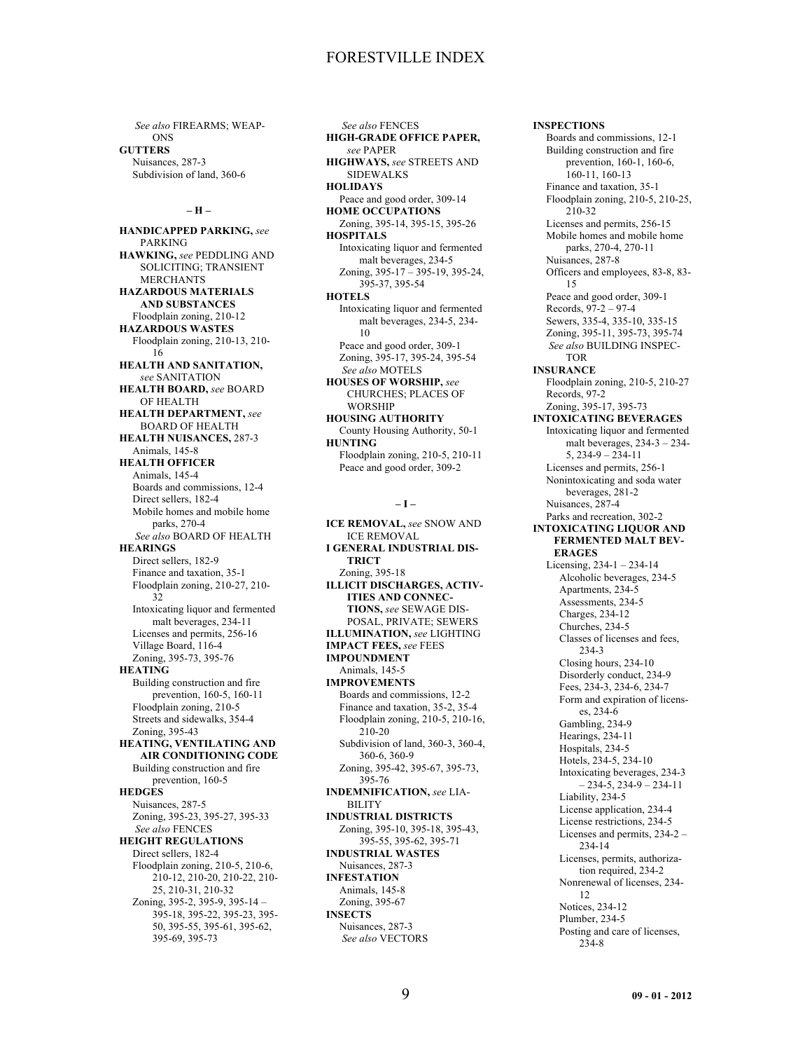*See also* FIREARMS; WEAPONS

**GUTTERS**
- Nuisances, 287-3
- Subdivision of land, 360-6

### – H –

**HANDICAPPED PARKING,** *see* PARKING

**HAWKING,** *see* PEDDLING AND SOLICITING; TRANSIENT MERCHANTS

**HAZARDOUS MATERIALS AND SUBSTANCES**
- Floodplain zoning, 210-12

**HAZARDOUS WASTES**
- Floodplain zoning, 210-13, 210-16

**HEALTH AND SANITATION,** *see* SANITATION

**HEALTH BOARD,** *see* BOARD OF HEALTH

**HEALTH DEPARTMENT,** *see* BOARD OF HEALTH

**HEALTH NUISANCES,** 287-3
- Animals, 145-8

**HEALTH OFFICER**
- Animals, 145-4
- Boards and commissions, 12-4
- Direct sellers, 182-4
- Mobile homes and mobile home parks, 270-4
- *See also* BOARD OF HEALTH

**HEARINGS**
- Direct sellers, 182-9
- Finance and taxation, 35-1
- Floodplain zoning, 210-27, 210-32
- Intoxicating liquor and fermented malt beverages, 234-11
- Licenses and permits, 256-16
- Village Board, 116-4
- Zoning, 395-73, 395-76

**HEATING**
- Building construction and fire prevention, 160-5, 160-11
- Floodplain zoning, 210-5
- Streets and sidewalks, 354-4
- Zoning, 395-43

**HEATING, VENTILATING AND AIR CONDITIONING CODE**
- Building construction and fire prevention, 160-5

**HEDGES**
- Nuisances, 287-5
- Zoning, 395-23, 395-27, 395-33
- *See also* FENCES

**HEIGHT REGULATIONS**
- Direct sellers, 182-4
- Floodplain zoning, 210-5, 210-6, 210-12, 210-20, 210-22, 210-25, 210-31, 210-32
- Zoning, 395-2, 395-9, 395-14 – 395-18, 395-22, 395-23, 395-50, 395-55, 395-61, 395-62, 395-69, 395-73
- *See also* FENCES

**HIGH-GRADE OFFICE PAPER,** *see* PAPER

**HIGHWAYS,** *see* STREETS AND SIDEWALKS

**HOLIDAYS**
- Peace and good order, 309-14

**HOME OCCUPATIONS**
- Zoning, 395-14, 395-15, 395-26

**HOSPITALS**
- Intoxicating liquor and fermented malt beverages, 234-5
- Zoning, 395-17 – 395-19, 395-24, 395-37, 395-54

**HOTELS**
- Intoxicating liquor and fermented malt beverages, 234-5, 234-10
- Peace and good order, 309-1
- Zoning, 395-17, 395-24, 395-54
- *See also* MOTELS

**HOUSES OF WORSHIP,** *see* CHURCHES; PLACES OF WORSHIP

**HOUSING AUTHORITY**
- County Housing Authority, 50-1

**HUNTING**
- Floodplain zoning, 210-5, 210-11
- Peace and good order, 309-2

### – I –

**ICE REMOVAL,** *see* SNOW AND ICE REMOVAL

**I GENERAL INDUSTRIAL DISTRICT**
- Zoning, 395-18

**ILLICIT DISCHARGES, ACTIVITIES AND CONNECTIONS,** *see* SEWAGE DISPOSAL, PRIVATE; SEWERS

**ILLUMINATION,** *see* LIGHTING

**IMPACT FEES,** *see* FEES

**IMPOUNDMENT**
- Animals, 145-5

**IMPROVEMENTS**
- Boards and commissions, 12-2
- Finance and taxation, 35-2, 35-4
- Floodplain zoning, 210-5, 210-16, 210-20
- Subdivision of land, 360-3, 360-4, 360-6, 360-9
- Zoning, 395-42, 395-67, 395-73, 395-76

**INDEMNIFICATION,** *see* LIABILITY

**INDUSTRIAL DISTRICTS**
- Zoning, 395-10, 395-18, 395-43, 395-55, 395-62, 395-71

**INDUSTRIAL WASTES**
- Nuisances, 287-3

**INFESTATION**
- Animals, 145-8
- Zoning, 395-67

**INSECTS**
- Nuisances, 287-3
- *See also* VECTORS

**INSPECTIONS**
- Boards and commissions, 12-1
- Building construction and fire prevention, 160-1, 160-6, 160-11, 160-13
- Finance and taxation, 35-1
- Floodplain zoning, 210-5, 210-25, 210-32
- Licenses and permits, 256-15
- Mobile homes and mobile home parks, 270-4, 270-11
- Nuisances, 287-8
- Officers and employees, 83-8, 83-15
- Peace and good order, 309-1
- Records, 97-2 – 97-4
- Sewers, 335-4, 335-10, 335-15
- Zoning, 395-11, 395-73, 395-74
- *See also* BUILDING INSPECTOR

**INSURANCE**
- Floodplain zoning, 210-5, 210-27
- Records, 97-2
- Zoning, 395-17, 395-73

**INTOXICATING BEVERAGES**
- Intoxicating liquor and fermented malt beverages, 234-3 – 234-5, 234-9 – 234-11
- Licenses and permits, 256-1
- Nonintoxicating and soda water beverages, 281-2
- Nuisances, 287-4
- Parks and recreation, 302-2

**INTOXICATING LIQUOR AND FERMENTED MALT BEVERAGES**
- Licensing, 234-1 – 234-14
  - Alcoholic beverages, 234-5
  - Apartments, 234-5
  - Assessments, 234-5
  - Charges, 234-12
  - Churches, 234-5
  - Classes of licenses and fees, 234-3
  - Closing hours, 234-10
  - Disorderly conduct, 234-9
  - Fees, 234-3, 234-6, 234-7
  - Form and expiration of licenses, 234-6
  - Gambling, 234-9
  - Hearings, 234-11
  - Hospitals, 234-5
  - Hotels, 234-5, 234-10
  - Intoxicating beverages, 234-3 – 234-5, 234-9 – 234-11
  - Liability, 234-5
  - License application, 234-4
  - License restrictions, 234-5
  - Licenses and permits, 234-2 – 234-14
  - Licenses, permits, authorization required, 234-2
  - Nonrenewal of licenses, 234-12
  - Notices, 234-12
  - Plumber, 234-5
  - Posting and care of licenses, 234-8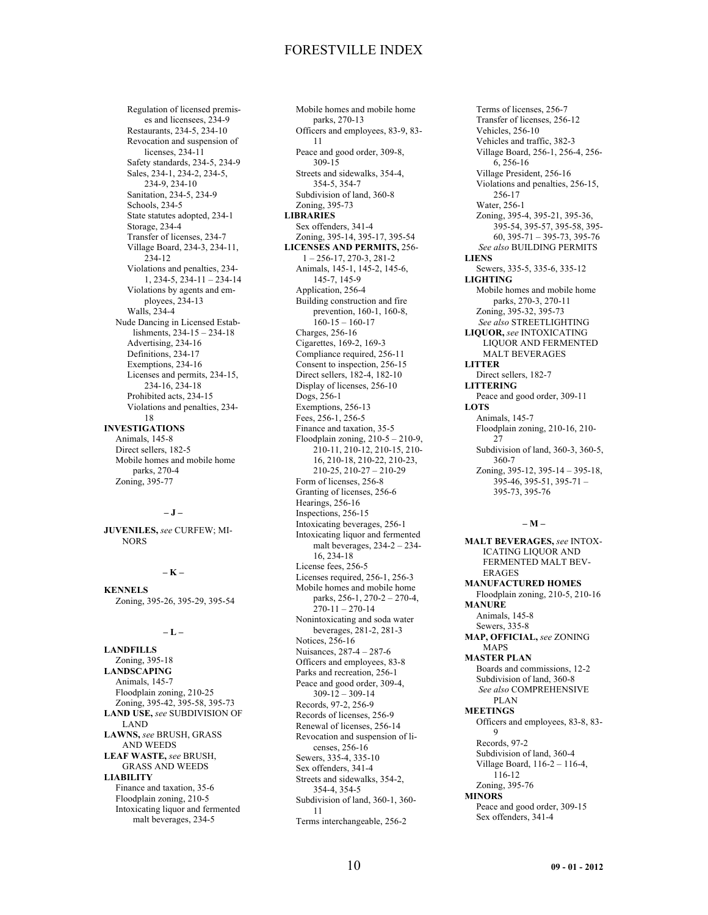Regulation of licensed premises and licensees, 234-9
Restaurants, 234-5, 234-10
Revocation and suspension of licenses, 234-11
Safety standards, 234-5, 234-9
Sales, 234-1, 234-2, 234-5, 234-9, 234-10
Sanitation, 234-5, 234-9
Schools, 234-5
State statutes adopted, 234-1
Storage, 234-4
Transfer of licenses, 234-7
Village Board, 234-3, 234-11, 234-12
Violations and penalties, 234-1, 234-5, 234-11 – 234-14
Violations by agents and employees, 234-13
Walls, 234-4

Nude Dancing in Licensed Establishments, 234-15 – 234-18
Advertising, 234-16
Definitions, 234-17
Exemptions, 234-16
Licenses and permits, 234-15, 234-16, 234-18
Prohibited acts, 234-15
Violations and penalties, 234-18

**INVESTIGATIONS**
Animals, 145-8
Direct sellers, 182-5
Mobile homes and mobile home parks, 270-4
Zoning, 395-77

– J –

**JUVENILES,** *see* CURFEW; MINORS

– K –

**KENNELS**
Zoning, 395-26, 395-29, 395-54

– L –

**LANDFILLS**
Zoning, 395-18

**LANDSCAPING**
Animals, 145-7
Floodplain zoning, 210-25
Zoning, 395-42, 395-58, 395-73

**LAND USE,** *see* SUBDIVISION OF LAND

**LAWNS,** *see* BRUSH, GRASS AND WEEDS

**LEAF WASTE,** *see* BRUSH, GRASS AND WEEDS

**LIABILITY**
Finance and taxation, 35-6
Floodplain zoning, 210-5
Intoxicating liquor and fermented malt beverages, 234-5
Mobile homes and mobile home parks, 270-13
Officers and employees, 83-9, 83-11
Peace and good order, 309-8, 309-15
Streets and sidewalks, 354-4, 354-5, 354-7
Subdivision of land, 360-8
Zoning, 395-73

**LIBRARIES**
Sex offenders, 341-4
Zoning, 395-14, 395-17, 395-54

**LICENSES AND PERMITS,** 256-1 – 256-17, 270-3, 281-2
Animals, 145-1, 145-2, 145-6, 145-7, 145-9
Application, 256-4
Building construction and fire prevention, 160-1, 160-8, 160-15 – 160-17
Charges, 256-16
Cigarettes, 169-2, 169-3
Compliance required, 256-11
Consent to inspection, 256-15
Direct sellers, 182-4, 182-10
Display of licenses, 256-10
Dogs, 256-1
Exemptions, 256-13
Fees, 256-1, 256-5
Finance and taxation, 35-5
Floodplain zoning, 210-5 – 210-9, 210-11, 210-12, 210-15, 210-16, 210-18, 210-22, 210-23, 210-25, 210-27 – 210-29
Form of licenses, 256-8
Granting of licenses, 256-6
Hearings, 256-16
Inspections, 256-15
Intoxicating beverages, 256-1
Intoxicating liquor and fermented malt beverages, 234-2 – 234-16, 234-18
License fees, 256-5
Licenses required, 256-1, 256-3
Mobile homes and mobile home parks, 256-1, 270-2 – 270-4, 270-11 – 270-14
Nonintoxicating and soda water beverages, 281-2, 281-3
Notices, 256-16
Nuisances, 287-4 – 287-6
Officers and employees, 83-8
Parks and recreation, 256-1
Peace and good order, 309-4, 309-12 – 309-14
Records, 97-2, 256-9
Records of licenses, 256-9
Renewal of licenses, 256-14
Revocation and suspension of licenses, 256-16
Sewers, 335-4, 335-10
Sex offenders, 341-4
Streets and sidewalks, 354-2, 354-4, 354-5
Subdivision of land, 360-1, 360-11
Terms interchangeable, 256-2
Terms of licenses, 256-7
Transfer of licenses, 256-12
Vehicles, 256-10
Vehicles and traffic, 382-3
Village Board, 256-1, 256-4, 256-6, 256-16
Village President, 256-16
Violations and penalties, 256-15, 256-17
Water, 256-1
Zoning, 395-4, 395-21, 395-36, 395-54, 395-57, 395-58, 395-60, 395-71 – 395-73, 395-76
*See also* BUILDING PERMITS

**LIENS**
Sewers, 335-5, 335-6, 335-12

**LIGHTING**
Mobile homes and mobile home parks, 270-3, 270-11
Zoning, 395-32, 395-73
*See also* STREETLIGHTING

**LIQUOR,** *see* INTOXICATING LIQUOR AND FERMENTED MALT BEVERAGES

**LITTER**
Direct sellers, 182-7

**LITTERING**
Peace and good order, 309-11

**LOTS**
Animals, 145-7
Floodplain zoning, 210-16, 210-27
Subdivision of land, 360-3, 360-5, 360-7
Zoning, 395-12, 395-14 – 395-18, 395-46, 395-51, 395-71 – 395-73, 395-76

– M –

**MALT BEVERAGES,** *see* INTOXICATING LIQUOR AND FERMENTED MALT BEVERAGES

**MANUFACTURED HOMES**
Floodplain zoning, 210-5, 210-16

**MANURE**
Animals, 145-8
Sewers, 335-8

**MAP, OFFICIAL,** *see* ZONING MAPS

**MASTER PLAN**
Boards and commissions, 12-2
Subdivision of land, 360-8
*See also* COMPREHENSIVE PLAN

**MEETINGS**
Officers and employees, 83-8, 83-9
Records, 97-2
Subdivision of land, 360-4
Village Board, 116-2 – 116-4, 116-12
Zoning, 395-76

**MINORS**
Peace and good order, 309-15
Sex offenders, 341-4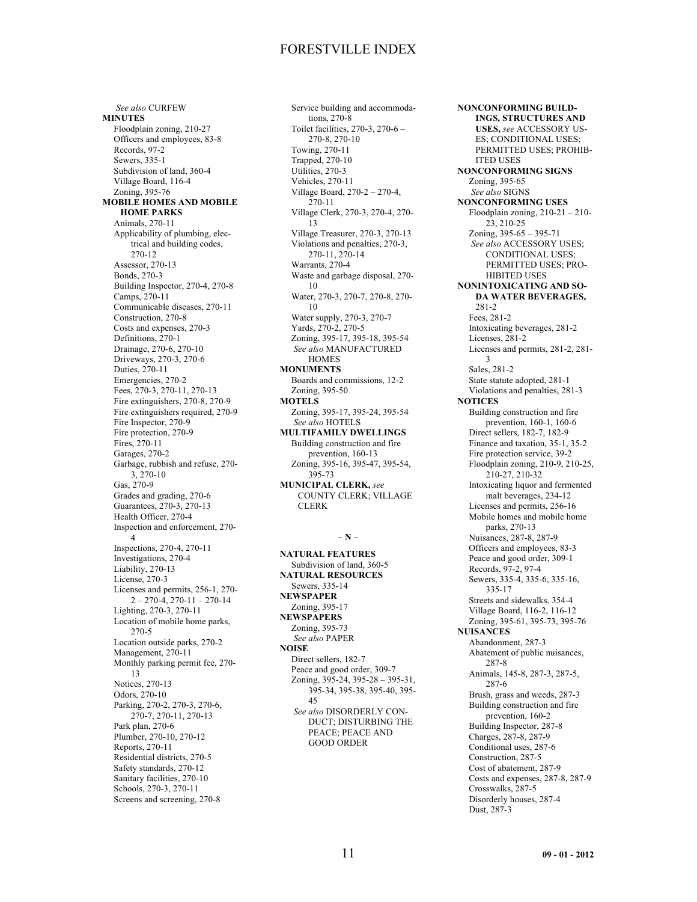*See also* CURFEW

**MINUTES**

Floodplain zoning, 210-27
Officers and employees, 83-8
Records, 97-2
Sewers, 335-1
Subdivision of land, 360-4
Village Board, 116-4
Zoning, 395-76

**MOBILE HOMES AND MOBILE HOME PARKS**

Animals, 270-11
Applicability of plumbing, electrical and building codes, 270-12
Assessor, 270-13
Bonds, 270-3
Building Inspector, 270-4, 270-8
Camps, 270-11
Communicable diseases, 270-11
Construction, 270-8
Costs and expenses, 270-3
Definitions, 270-1
Drainage, 270-6, 270-10
Driveways, 270-3, 270-6
Duties, 270-11
Emergencies, 270-2
Fees, 270-3, 270-11, 270-13
Fire extinguishers, 270-8, 270-9
Fire extinguishers required, 270-9
Fire Inspector, 270-9
Fire protection, 270-9
Fires, 270-11
Garages, 270-2
Garbage, rubbish and refuse, 270-3, 270-10
Gas, 270-9
Grades and grading, 270-6
Guarantees, 270-3, 270-13
Health Officer, 270-4
Inspection and enforcement, 270-4
Inspections, 270-4, 270-11
Investigations, 270-4
Liability, 270-13
License, 270-3
Licenses and permits, 256-1, 270-2 – 270-4, 270-11 – 270-14
Lighting, 270-3, 270-11
Location of mobile home parks, 270-5
Location outside parks, 270-2
Management, 270-11
Monthly parking permit fee, 270-13
Notices, 270-13
Odors, 270-10
Parking, 270-2, 270-3, 270-6, 270-7, 270-11, 270-13
Park plan, 270-6
Plumber, 270-10, 270-12
Reports, 270-11
Residential districts, 270-5
Safety standards, 270-12
Sanitary facilities, 270-10
Schools, 270-3, 270-11
Screens and screening, 270-8
Service building and accommodations, 270-8
Toilet facilities, 270-3, 270-6 – 270-8, 270-10
Towing, 270-11
Trapped, 270-10
Utilities, 270-3
Vehicles, 270-11
Village Board, 270-2 – 270-4, 270-11
Village Clerk, 270-3, 270-4, 270-13
Village Treasurer, 270-3, 270-13
Violations and penalties, 270-3, 270-11, 270-14
Warrants, 270-4
Waste and garbage disposal, 270-10
Water, 270-3, 270-7, 270-8, 270-10
Water supply, 270-3, 270-7
Yards, 270-2, 270-5
Zoning, 395-17, 395-18, 395-54
*See also* MANUFACTURED HOMES

**MONUMENTS**

Boards and commissions, 12-2
Zoning, 395-50

**MOTELS**

Zoning, 395-17, 395-24, 395-54
*See also* HOTELS

**MULTIFAMILY DWELLINGS**

Building construction and fire prevention, 160-13
Zoning, 395-16, 395-47, 395-54, 395-73

**MUNICIPAL CLERK,** *see* COUNTY CLERK; VILLAGE CLERK

## – N –

**NATURAL FEATURES**

Subdivision of land, 360-5

**NATURAL RESOURCES**

Sewers, 335-14

**NEWSPAPER**

Zoning, 395-17

**NEWSPAPERS**

Zoning, 395-73
*See also* PAPER

**NOISE**

Direct sellers, 182-7
Peace and good order, 309-7
Zoning, 395-24, 395-28 – 395-31, 395-34, 395-38, 395-40, 395-45
*See also* DISORDERLY CONDUCT; DISTURBING THE PEACE; PEACE AND GOOD ORDER

**NONCONFORMING BUILDINGS, STRUCTURES AND USES,** *see* ACCESSORY USES; CONDITIONAL USES; PERMITTED USES; PROHIBITED USES

**NONCONFORMING SIGNS**

Zoning, 395-65
*See also* SIGNS

**NONCONFORMING USES**

Floodplain zoning, 210-21 – 210-23, 210-25
Zoning, 395-65 – 395-71
*See also* ACCESSORY USES; CONDITIONAL USES; PERMITTED USES; PROHIBITED USES

**NONINTOXICATING AND SODA WATER BEVERAGES,** 281-2

Fees, 281-2
Intoxicating beverages, 281-2
Licenses, 281-2
Licenses and permits, 281-2, 281-3
Sales, 281-2
State statute adopted, 281-1
Violations and penalties, 281-3

**NOTICES**

Building construction and fire prevention, 160-1, 160-6
Direct sellers, 182-7, 182-9
Finance and taxation, 35-1, 35-2
Fire protection service, 39-2
Floodplain zoning, 210-9, 210-25, 210-27, 210-32
Intoxicating liquor and fermented malt beverages, 234-12
Licenses and permits, 256-16
Mobile homes and mobile home parks, 270-13
Nuisances, 287-8, 287-9
Officers and employees, 83-3
Peace and good order, 309-1
Records, 97-2, 97-4
Sewers, 335-4, 335-6, 335-16, 335-17
Streets and sidewalks, 354-4
Village Board, 116-2, 116-12
Zoning, 395-61, 395-73, 395-76

**NUISANCES**

Abandonment, 287-3
Abatement of public nuisances, 287-8
Animals, 145-8, 287-3, 287-5, 287-6
Brush, grass and weeds, 287-3
Building construction and fire prevention, 160-2
Building Inspector, 287-8
Charges, 287-8, 287-9
Conditional uses, 287-6
Construction, 287-5
Cost of abatement, 287-9
Costs and expenses, 287-8, 287-9
Crosswalks, 287-5
Disorderly houses, 287-4
Dust, 287-3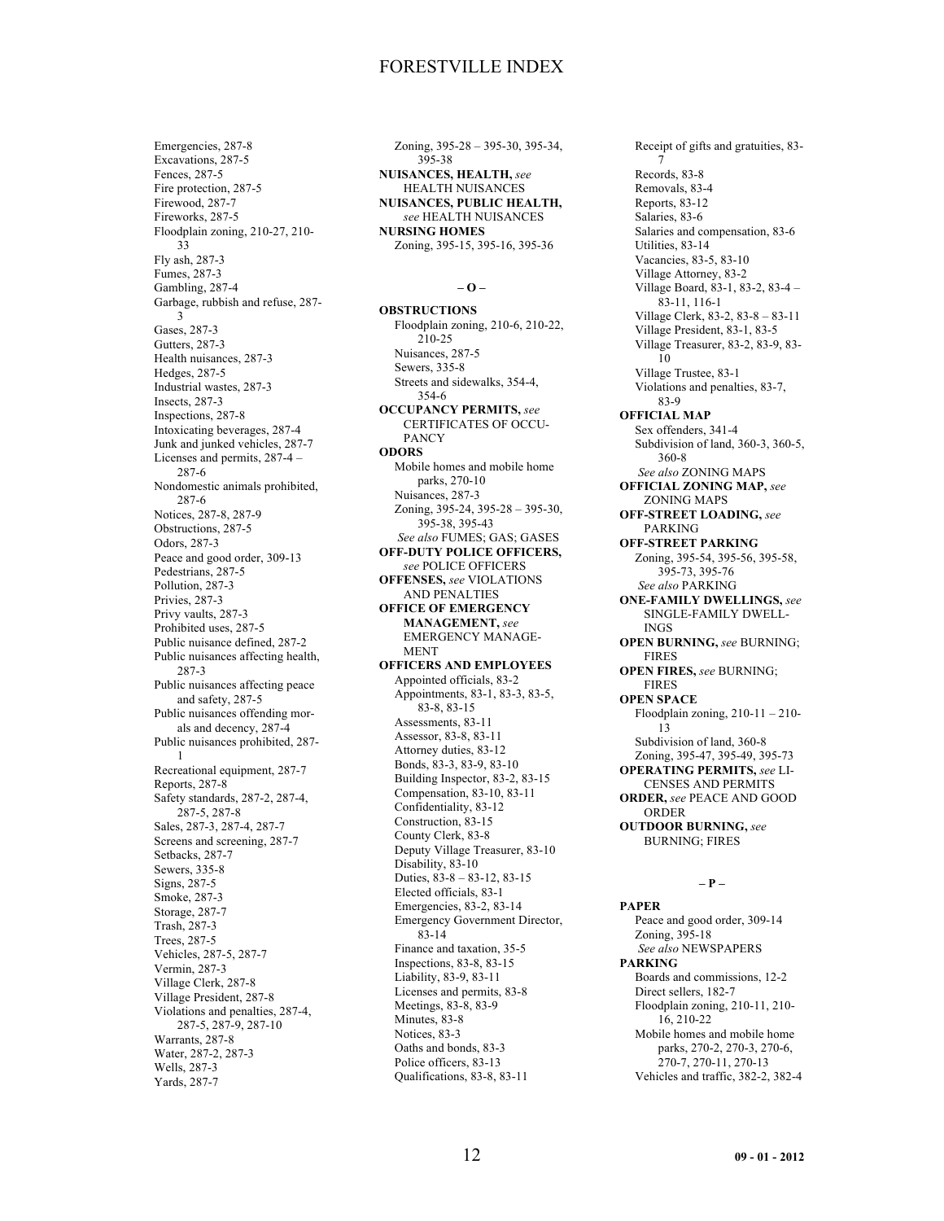Emergencies, 287-8
Excavations, 287-5
Fences, 287-5
Fire protection, 287-5
Firewood, 287-7
Fireworks, 287-5
Floodplain zoning, 210-27, 210-33
Fly ash, 287-3
Fumes, 287-3
Gambling, 287-4
Garbage, rubbish and refuse, 287-3
Gases, 287-3
Gutters, 287-3
Health nuisances, 287-3
Hedges, 287-5
Industrial wastes, 287-3
Insects, 287-3
Inspections, 287-8
Intoxicating beverages, 287-4
Junk and junked vehicles, 287-7
Licenses and permits, 287-4 – 287-6
Nondomestic animals prohibited, 287-6
Notices, 287-8, 287-9
Obstructions, 287-5
Odors, 287-3
Peace and good order, 309-13
Pedestrians, 287-5
Pollution, 287-3
Privies, 287-3
Privy vaults, 287-3
Prohibited uses, 287-5
Public nuisance defined, 287-2
Public nuisances affecting health, 287-3
Public nuisances affecting peace and safety, 287-5
Public nuisances offending morals and decency, 287-4
Public nuisances prohibited, 287-1
Recreational equipment, 287-7
Reports, 287-8
Safety standards, 287-2, 287-4, 287-5, 287-8
Sales, 287-3, 287-4, 287-7
Screens and screening, 287-7
Setbacks, 287-7
Sewers, 335-8
Signs, 287-5
Smoke, 287-3
Storage, 287-7
Trash, 287-3
Trees, 287-5
Vehicles, 287-5, 287-7
Vermin, 287-3
Village Clerk, 287-8
Village President, 287-8
Violations and penalties, 287-4, 287-5, 287-9, 287-10
Warrants, 287-8
Water, 287-2, 287-3
Wells, 287-3
Yards, 287-7

Zoning, 395-28 – 395-30, 395-34, 395-38

**NUISANCES, HEALTH,** *see* HEALTH NUISANCES

**NUISANCES, PUBLIC HEALTH,** *see* HEALTH NUISANCES

**NURSING HOMES**
Zoning, 395-15, 395-16, 395-36

## – O –

**OBSTRUCTIONS**
Floodplain zoning, 210-6, 210-22, 210-25
Nuisances, 287-5
Sewers, 335-8
Streets and sidewalks, 354-4, 354-6

**OCCUPANCY PERMITS,** *see* CERTIFICATES OF OCCUPANCY

**ODORS**
Mobile homes and mobile home parks, 270-10
Nuisances, 287-3
Zoning, 395-24, 395-28 – 395-30, 395-38, 395-43
*See also* FUMES; GAS; GASES

**OFF-DUTY POLICE OFFICERS,** *see* POLICE OFFICERS

**OFFENSES,** *see* VIOLATIONS AND PENALTIES

**OFFICE OF EMERGENCY MANAGEMENT,** *see* EMERGENCY MANAGEMENT

**OFFICERS AND EMPLOYEES**
Appointed officials, 83-2
Appointments, 83-1, 83-3, 83-5, 83-8, 83-15
Assessments, 83-11
Assessor, 83-8, 83-11
Attorney duties, 83-12
Bonds, 83-3, 83-9, 83-10
Building Inspector, 83-2, 83-15
Compensation, 83-10, 83-11
Confidentiality, 83-12
Construction, 83-15
County Clerk, 83-8
Deputy Village Treasurer, 83-10
Disability, 83-10
Duties, 83-8 – 83-12, 83-15
Elected officials, 83-1
Emergencies, 83-2, 83-14
Emergency Government Director, 83-14
Finance and taxation, 35-5
Inspections, 83-8, 83-15
Liability, 83-9, 83-11
Licenses and permits, 83-8
Meetings, 83-8, 83-9
Minutes, 83-8
Notices, 83-3
Oaths and bonds, 83-3
Police officers, 83-13
Qualifications, 83-8, 83-11
Receipt of gifts and gratuities, 83-7
Records, 83-8
Removals, 83-4
Reports, 83-12
Salaries, 83-6
Salaries and compensation, 83-6
Utilities, 83-14
Vacancies, 83-5, 83-10
Village Attorney, 83-2
Village Board, 83-1, 83-2, 83-4 – 83-11, 116-1
Village Clerk, 83-2, 83-8 – 83-11
Village President, 83-1, 83-5
Village Treasurer, 83-2, 83-9, 83-10
Village Trustee, 83-1
Violations and penalties, 83-7, 83-9

**OFFICIAL MAP**
Sex offenders, 341-4
Subdivision of land, 360-3, 360-5, 360-8
*See also* ZONING MAPS

**OFFICIAL ZONING MAP,** *see* ZONING MAPS

**OFF-STREET LOADING,** *see* PARKING

**OFF-STREET PARKING**
Zoning, 395-54, 395-56, 395-58, 395-73, 395-76
*See also* PARKING

**ONE-FAMILY DWELLINGS,** *see* SINGLE-FAMILY DWELLINGS

**OPEN BURNING,** *see* BURNING; FIRES

**OPEN FIRES,** *see* BURNING; FIRES

**OPEN SPACE**
Floodplain zoning, 210-11 – 210-13
Subdivision of land, 360-8
Zoning, 395-47, 395-49, 395-73

**OPERATING PERMITS,** *see* LICENSES AND PERMITS

**ORDER,** *see* PEACE AND GOOD ORDER

**OUTDOOR BURNING,** *see* BURNING; FIRES

## – P –

**PAPER**
Peace and good order, 309-14
Zoning, 395-18
*See also* NEWSPAPERS

**PARKING**
Boards and commissions, 12-2
Direct sellers, 182-7
Floodplain zoning, 210-11, 210-16, 210-22
Mobile homes and mobile home parks, 270-2, 270-3, 270-6, 270-7, 270-11, 270-13
Vehicles and traffic, 382-2, 382-4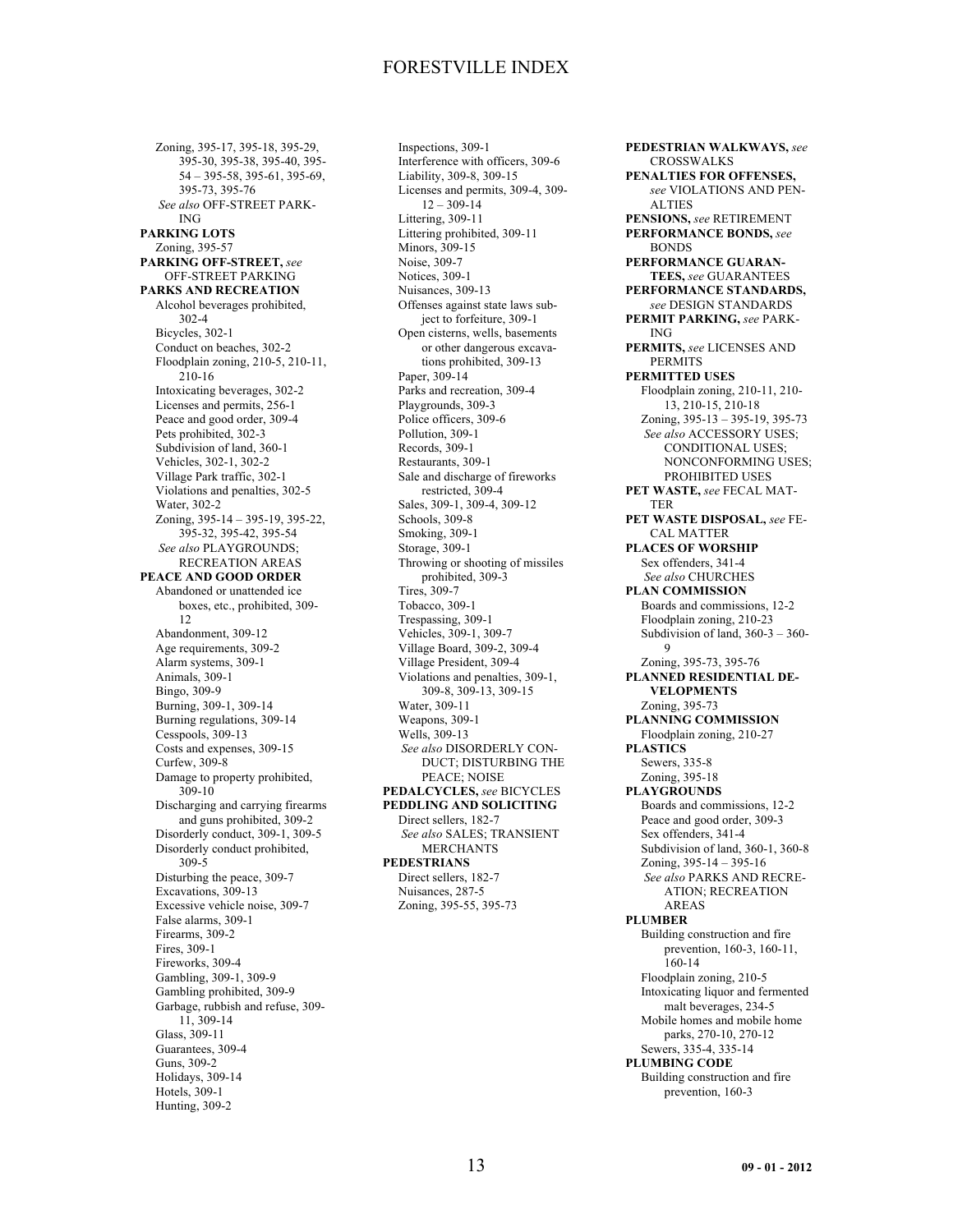Zoning, 395-17, 395-18, 395-29, 395-30, 395-38, 395-40, 395-54 – 395-58, 395-61, 395-69, 395-73, 395-76
*See also* OFF-STREET PARKING

**PARKING LOTS**
Zoning, 395-57

**PARKING OFF-STREET,** *see* OFF-STREET PARKING

**PARKS AND RECREATION**
Alcohol beverages prohibited, 302-4
Bicycles, 302-1
Conduct on beaches, 302-2
Floodplain zoning, 210-5, 210-11, 210-16
Intoxicating beverages, 302-2
Licenses and permits, 256-1
Peace and good order, 309-4
Pets prohibited, 302-3
Subdivision of land, 360-1
Vehicles, 302-1, 302-2
Village Park traffic, 302-1
Violations and penalties, 302-5
Water, 302-2
Zoning, 395-14 – 395-19, 395-22, 395-32, 395-42, 395-54
*See also* PLAYGROUNDS; RECREATION AREAS

**PEACE AND GOOD ORDER**
Abandoned or unattended ice boxes, etc., prohibited, 309-12
Abandonment, 309-12
Age requirements, 309-2
Alarm systems, 309-1
Animals, 309-1
Bingo, 309-9
Burning, 309-1, 309-14
Burning regulations, 309-14
Cesspools, 309-13
Costs and expenses, 309-15
Curfew, 309-8
Damage to property prohibited, 309-10
Discharging and carrying firearms and guns prohibited, 309-2
Disorderly conduct, 309-1, 309-5
Disorderly conduct prohibited, 309-5
Disturbing the peace, 309-7
Excavations, 309-13
Excessive vehicle noise, 309-7
False alarms, 309-1
Firearms, 309-2
Fires, 309-1
Fireworks, 309-4
Gambling, 309-1, 309-9
Gambling prohibited, 309-9
Garbage, rubbish and refuse, 309-11, 309-14
Glass, 309-11
Guarantees, 309-4
Guns, 309-2
Holidays, 309-14
Hotels, 309-1
Hunting, 309-2
Inspections, 309-1
Interference with officers, 309-6
Liability, 309-8, 309-15
Licenses and permits, 309-4, 309-12 – 309-14
Littering, 309-11
Littering prohibited, 309-11
Minors, 309-15
Noise, 309-7
Notices, 309-1
Nuisances, 309-13
Offenses against state laws subject to forfeiture, 309-1
Open cisterns, wells, basements or other dangerous excavations prohibited, 309-13
Paper, 309-14
Parks and recreation, 309-4
Playgrounds, 309-3
Police officers, 309-6
Pollution, 309-1
Records, 309-1
Restaurants, 309-1
Sale and discharge of fireworks restricted, 309-4
Sales, 309-1, 309-4, 309-12
Schools, 309-8
Smoking, 309-1
Storage, 309-1
Throwing or shooting of missiles prohibited, 309-3
Tires, 309-7
Tobacco, 309-1
Trespassing, 309-1
Vehicles, 309-1, 309-7
Village Board, 309-2, 309-4
Village President, 309-4
Violations and penalties, 309-1, 309-8, 309-13, 309-15
Water, 309-11
Weapons, 309-1
Wells, 309-13
*See also* DISORDERLY CONDUCT; DISTURBING THE PEACE; NOISE

**PEDALCYCLES,** *see* BICYCLES

**PEDDLING AND SOLICITING**
Direct sellers, 182-7
*See also* SALES; TRANSIENT MERCHANTS

**PEDESTRIANS**
Direct sellers, 182-7
Nuisances, 287-5
Zoning, 395-55, 395-73

**PEDESTRIAN WALKWAYS,** *see* CROSSWALKS

**PENALTIES FOR OFFENSES,** *see* VIOLATIONS AND PENALTIES

**PENSIONS,** *see* RETIREMENT

**PERFORMANCE BONDS,** *see* BONDS

**PERFORMANCE GUARANTEES,** *see* GUARANTEES

**PERFORMANCE STANDARDS,** *see* DESIGN STANDARDS

**PERMIT PARKING,** *see* PARKING

**PERMITS,** *see* LICENSES AND PERMITS

**PERMITTED USES**
Floodplain zoning, 210-11, 210-13, 210-15, 210-18
Zoning, 395-13 – 395-19, 395-73
*See also* ACCESSORY USES; CONDITIONAL USES; NONCONFORMING USES; PROHIBITED USES

**PET WASTE,** *see* FECAL MATTER

**PET WASTE DISPOSAL,** *see* FECAL MATTER

**PLACES OF WORSHIP**
Sex offenders, 341-4
*See also* CHURCHES

**PLAN COMMISSION**
Boards and commissions, 12-2
Floodplain zoning, 210-23
Subdivision of land, 360-3 – 360-9
Zoning, 395-73, 395-76

**PLANNED RESIDENTIAL DEVELOPMENTS**
Zoning, 395-73

**PLANNING COMMISSION**
Floodplain zoning, 210-27

**PLASTICS**
Sewers, 335-8
Zoning, 395-18

**PLAYGROUNDS**
Boards and commissions, 12-2
Peace and good order, 309-3
Sex offenders, 341-4
Subdivision of land, 360-1, 360-8
Zoning, 395-14 – 395-16
*See also* PARKS AND RECREATION; RECREATION AREAS

**PLUMBER**
Building construction and fire prevention, 160-3, 160-11, 160-14
Floodplain zoning, 210-5
Intoxicating liquor and fermented malt beverages, 234-5
Mobile homes and mobile home parks, 270-10, 270-12
Sewers, 335-4, 335-14

**PLUMBING CODE**
Building construction and fire prevention, 160-3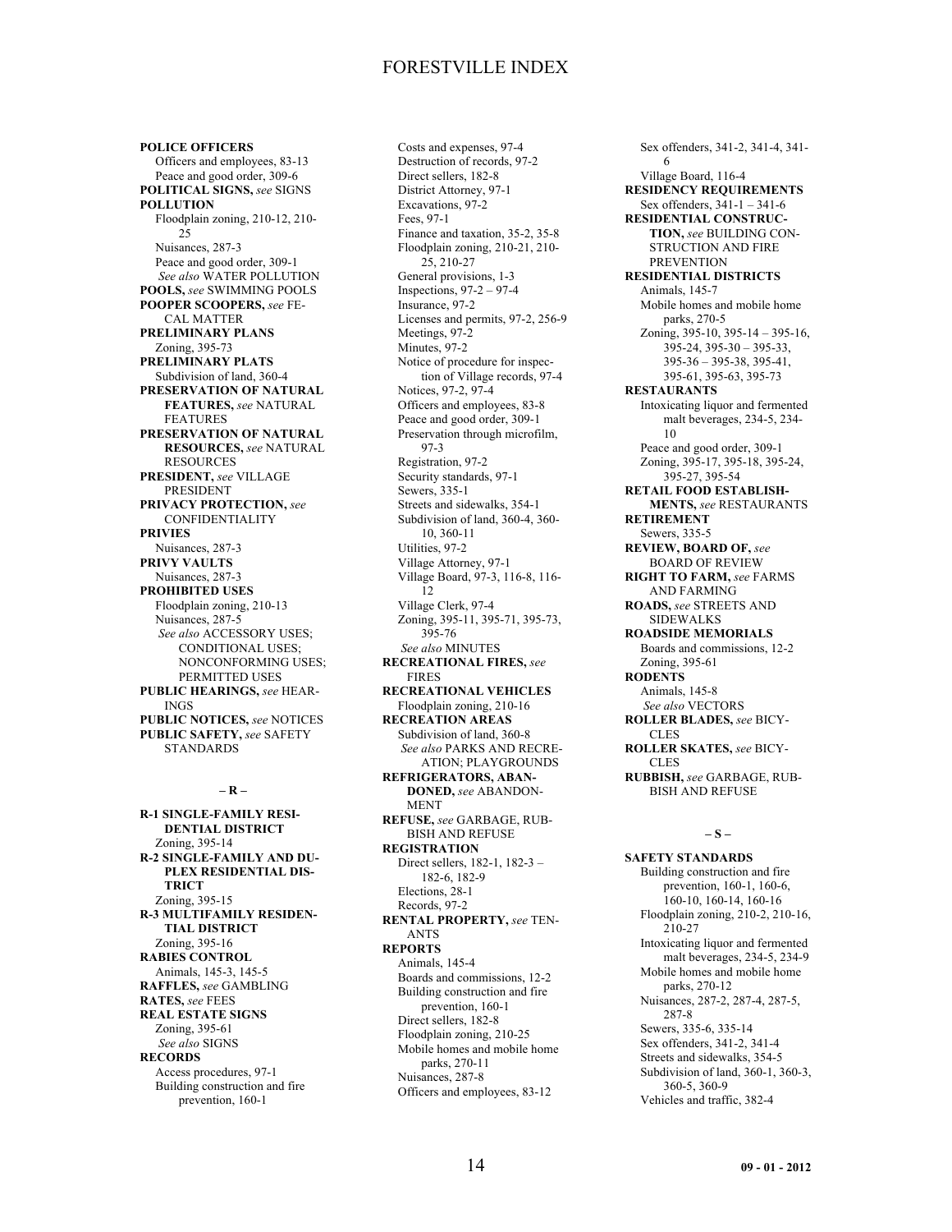**POLICE OFFICERS**
Officers and employees, 83-13
Peace and good order, 309-6

**POLITICAL SIGNS,** *see* SIGNS

**POLLUTION**
Floodplain zoning, 210-12, 210-25
Nuisances, 287-3
Peace and good order, 309-1
*See also* WATER POLLUTION

**POOLS,** *see* SWIMMING POOLS

**POOPER SCOOPERS,** *see* FECAL MATTER

**PRELIMINARY PLANS**
Zoning, 395-73

**PRELIMINARY PLATS**
Subdivision of land, 360-4

**PRESERVATION OF NATURAL FEATURES,** *see* NATURAL FEATURES

**PRESERVATION OF NATURAL RESOURCES,** *see* NATURAL RESOURCES

**PRESIDENT,** *see* VILLAGE PRESIDENT

**PRIVACY PROTECTION,** *see* CONFIDENTIALITY

**PRIVIES**
Nuisances, 287-3

**PRIVY VAULTS**
Nuisances, 287-3

**PROHIBITED USES**
Floodplain zoning, 210-13
Nuisances, 287-5
*See also* ACCESSORY USES; CONDITIONAL USES; NONCONFORMING USES; PERMITTED USES

**PUBLIC HEARINGS,** *see* HEARINGS

**PUBLIC NOTICES,** *see* NOTICES

**PUBLIC SAFETY,** *see* SAFETY STANDARDS

## – R –

**R-1 SINGLE-FAMILY RESIDENTIAL DISTRICT**
Zoning, 395-14

**R-2 SINGLE-FAMILY AND DUPLEX RESIDENTIAL DISTRICT**
Zoning, 395-15

**R-3 MULTIFAMILY RESIDENTIAL DISTRICT**
Zoning, 395-16

**RABIES CONTROL**
Animals, 145-3, 145-5

**RAFFLES,** *see* GAMBLING

**RATES,** *see* FEES

**REAL ESTATE SIGNS**
Zoning, 395-61
*See also* SIGNS

**RECORDS**
Access procedures, 97-1
Building construction and fire prevention, 160-1
Costs and expenses, 97-4
Destruction of records, 97-2
Direct sellers, 182-8
District Attorney, 97-1
Excavations, 97-2
Fees, 97-1
Finance and taxation, 35-2, 35-8
Floodplain zoning, 210-21, 210-25, 210-27
General provisions, 1-3
Inspections, 97-2 – 97-4
Insurance, 97-2
Licenses and permits, 97-2, 256-9
Meetings, 97-2
Minutes, 97-2
Notice of procedure for inspection of Village records, 97-4
Notices, 97-2, 97-4
Officers and employees, 83-8
Peace and good order, 309-1
Preservation through microfilm, 97-3
Registration, 97-2
Security standards, 97-1
Sewers, 335-1
Streets and sidewalks, 354-1
Subdivision of land, 360-4, 360-10, 360-11
Utilities, 97-2
Village Attorney, 97-1
Village Board, 97-3, 116-8, 116-12
Village Clerk, 97-4
Zoning, 395-11, 395-71, 395-73, 395-76
*See also* MINUTES

**RECREATIONAL FIRES,** *see* FIRES

**RECREATIONAL VEHICLES**
Floodplain zoning, 210-16

**RECREATION AREAS**
Subdivision of land, 360-8
*See also* PARKS AND RECREATION; PLAYGROUNDS

**REFRIGERATORS, ABANDONED,** *see* ABANDONMENT

**REFUSE,** *see* GARBAGE, RUBBISH AND REFUSE

**REGISTRATION**
Direct sellers, 182-1, 182-3 – 182-6, 182-9
Elections, 28-1
Records, 97-2

**RENTAL PROPERTY,** *see* TENANTS

**REPORTS**
Animals, 145-4
Boards and commissions, 12-2
Building construction and fire prevention, 160-1
Direct sellers, 182-8
Floodplain zoning, 210-25
Mobile homes and mobile home parks, 270-11
Nuisances, 287-8
Officers and employees, 83-12
Sex offenders, 341-2, 341-4, 341-6
Village Board, 116-4

**RESIDENCY REQUIREMENTS**
Sex offenders, 341-1 – 341-6

**RESIDENTIAL CONSTRUCTION,** *see* BUILDING CONSTRUCTION AND FIRE PREVENTION

**RESIDENTIAL DISTRICTS**
Animals, 145-7
Mobile homes and mobile home parks, 270-5
Zoning, 395-10, 395-14 – 395-16, 395-24, 395-30 – 395-33, 395-36 – 395-38, 395-41, 395-61, 395-63, 395-73

**RESTAURANTS**
Intoxicating liquor and fermented malt beverages, 234-5, 234-10
Peace and good order, 309-1
Zoning, 395-17, 395-18, 395-24, 395-27, 395-54

**RETAIL FOOD ESTABLISHMENTS,** *see* RESTAURANTS

**RETIREMENT**
Sewers, 335-5

**REVIEW, BOARD OF,** *see* BOARD OF REVIEW

**RIGHT TO FARM,** *see* FARMS AND FARMING

**ROADS,** *see* STREETS AND SIDEWALKS

**ROADSIDE MEMORIALS**
Boards and commissions, 12-2
Zoning, 395-61

**RODENTS**
Animals, 145-8
*See also* VECTORS

**ROLLER BLADES,** *see* BICYCLES

**ROLLER SKATES,** *see* BICYCLES

**RUBBISH,** *see* GARBAGE, RUBBISH AND REFUSE

## – S –

**SAFETY STANDARDS**
Building construction and fire prevention, 160-1, 160-6, 160-10, 160-14, 160-16
Floodplain zoning, 210-2, 210-16, 210-27
Intoxicating liquor and fermented malt beverages, 234-5, 234-9
Mobile homes and mobile home parks, 270-12
Nuisances, 287-2, 287-4, 287-5, 287-8
Sewers, 335-6, 335-14
Sex offenders, 341-2, 341-4
Streets and sidewalks, 354-5
Subdivision of land, 360-1, 360-3, 360-5, 360-9
Vehicles and traffic, 382-4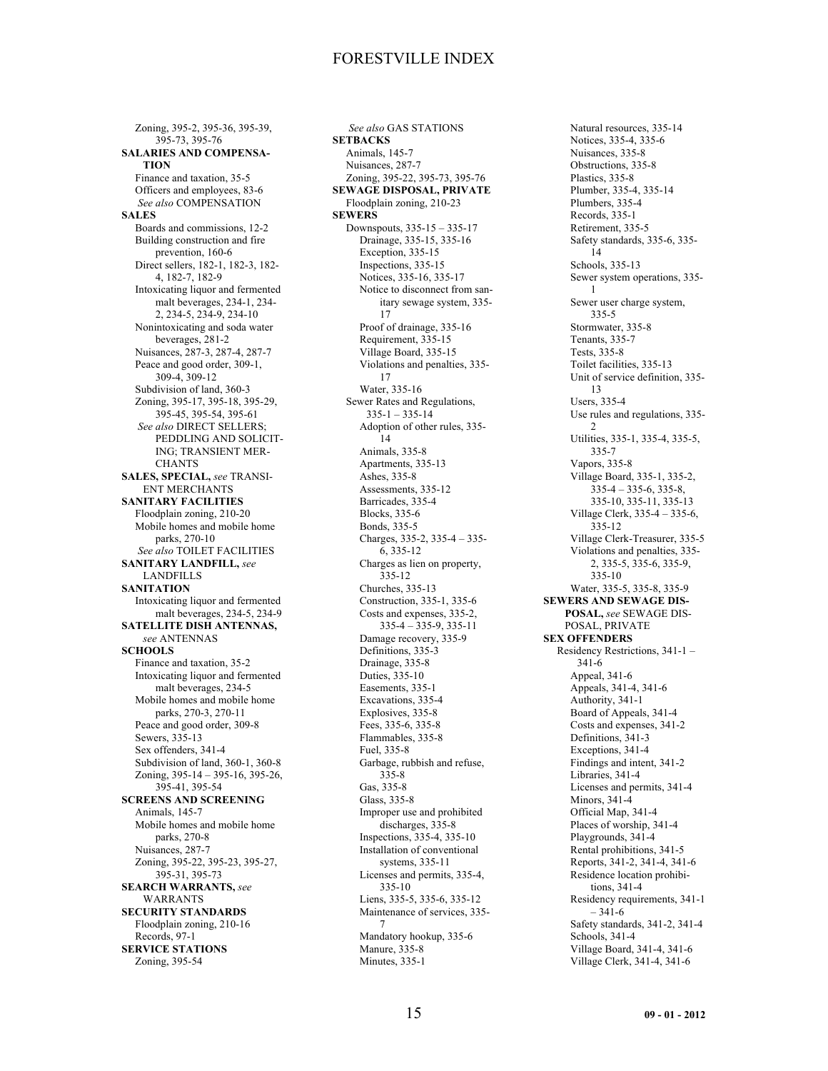Zoning, 395-2, 395-36, 395-39, 395-73, 395-76

**SALARIES AND COMPENSATION**
- Finance and taxation, 35-5
- Officers and employees, 83-6
- *See also* COMPENSATION

**SALES**
- Boards and commissions, 12-2
- Building construction and fire prevention, 160-6
- Direct sellers, 182-1, 182-3, 182-4, 182-7, 182-9
- Intoxicating liquor and fermented malt beverages, 234-1, 234-2, 234-5, 234-9, 234-10
- Nonintoxicating and soda water beverages, 281-2
- Nuisances, 287-3, 287-4, 287-7
- Peace and good order, 309-1, 309-4, 309-12
- Subdivision of land, 360-3
- Zoning, 395-17, 395-18, 395-29, 395-45, 395-54, 395-61
- *See also* DIRECT SELLERS; PEDDLING AND SOLICITING; TRANSIENT MERCHANTS

**SALES, SPECIAL,** *see* TRANSIENT MERCHANTS

**SANITARY FACILITIES**
- Floodplain zoning, 210-20
- Mobile homes and mobile home parks, 270-10
- *See also* TOILET FACILITIES

**SANITARY LANDFILL,** *see* LANDFILLS

**SANITATION**
- Intoxicating liquor and fermented malt beverages, 234-5, 234-9

**SATELLITE DISH ANTENNAS,** *see* ANTENNAS

**SCHOOLS**
- Finance and taxation, 35-2
- Intoxicating liquor and fermented malt beverages, 234-5
- Mobile homes and mobile home parks, 270-3, 270-11
- Peace and good order, 309-8
- Sewers, 335-13
- Sex offenders, 341-4
- Subdivision of land, 360-1, 360-8
- Zoning, 395-14 – 395-16, 395-26, 395-41, 395-54

**SCREENS AND SCREENING**
- Animals, 145-7
- Mobile homes and mobile home parks, 270-8
- Nuisances, 287-7
- Zoning, 395-22, 395-23, 395-27, 395-31, 395-73

**SEARCH WARRANTS,** *see* WARRANTS

**SECURITY STANDARDS**
- Floodplain zoning, 210-16
- Records, 97-1

**SERVICE STATIONS**
- Zoning, 395-54
- *See also* GAS STATIONS

**SETBACKS**
- Animals, 145-7
- Nuisances, 287-7
- Zoning, 395-22, 395-73, 395-76

**SEWAGE DISPOSAL, PRIVATE**
- Floodplain zoning, 210-23

**SEWERS**
- Downspouts, 335-15 – 335-17
  - Drainage, 335-15, 335-16
  - Exception, 335-15
  - Inspections, 335-15
  - Notices, 335-16, 335-17
  - Notice to disconnect from sanitary sewage system, 335-17
  - Proof of drainage, 335-16
  - Requirement, 335-15
  - Village Board, 335-15
  - Violations and penalties, 335-17
  - Water, 335-16
- Sewer Rates and Regulations, 335-1 – 335-14
  - Adoption of other rules, 335-14
  - Animals, 335-8
  - Apartments, 335-13
  - Ashes, 335-8
  - Assessments, 335-12
  - Barricades, 335-4
  - Blocks, 335-6
  - Bonds, 335-5
  - Charges, 335-2, 335-4 – 335-6, 335-12
  - Charges as lien on property, 335-12
  - Churches, 335-13
  - Construction, 335-1, 335-6
  - Costs and expenses, 335-2, 335-4 – 335-9, 335-11
  - Damage recovery, 335-9
  - Definitions, 335-3
  - Drainage, 335-8
  - Duties, 335-10
  - Easements, 335-1
  - Excavations, 335-4
  - Explosives, 335-8
  - Fees, 335-6, 335-8
  - Flammables, 335-8
  - Fuel, 335-8
  - Garbage, rubbish and refuse, 335-8
  - Gas, 335-8
  - Glass, 335-8
  - Improper use and prohibited discharges, 335-8
  - Inspections, 335-4, 335-10
  - Installation of conventional systems, 335-11
  - Licenses and permits, 335-4, 335-10
  - Liens, 335-5, 335-6, 335-12
  - Maintenance of services, 335-7
  - Mandatory hookup, 335-6
  - Manure, 335-8
  - Minutes, 335-1
  - Natural resources, 335-14
  - Notices, 335-4, 335-6
  - Nuisances, 335-8
  - Obstructions, 335-8
  - Plastics, 335-8
  - Plumber, 335-4, 335-14
  - Plumbers, 335-4
  - Records, 335-1
  - Retirement, 335-5
  - Safety standards, 335-6, 335-14
  - Schools, 335-13
  - Sewer system operations, 335-1
  - Sewer user charge system, 335-5
  - Stormwater, 335-8
  - Tenants, 335-7
  - Tests, 335-8
  - Toilet facilities, 335-13
  - Unit of service definition, 335-13
  - Users, 335-4
  - Use rules and regulations, 335-2
  - Utilities, 335-1, 335-4, 335-5, 335-7
  - Vapors, 335-8
  - Village Board, 335-1, 335-2, 335-4 – 335-6, 335-8, 335-10, 335-11, 335-13
  - Village Clerk, 335-4 – 335-6, 335-12
  - Village Clerk-Treasurer, 335-5
  - Violations and penalties, 335-2, 335-5, 335-6, 335-9, 335-10
  - Water, 335-5, 335-8, 335-9

**SEWERS AND SEWAGE DISPOSAL,** *see* SEWAGE DISPOSAL, PRIVATE

**SEX OFFENDERS**
- Residency Restrictions, 341-1 – 341-6
  - Appeal, 341-6
  - Appeals, 341-4, 341-6
  - Authority, 341-1
  - Board of Appeals, 341-4
  - Costs and expenses, 341-2
  - Definitions, 341-3
  - Exceptions, 341-4
  - Findings and intent, 341-2
  - Libraries, 341-4
  - Licenses and permits, 341-4
  - Minors, 341-4
  - Official Map, 341-4
  - Places of worship, 341-4
  - Playgrounds, 341-4
  - Rental prohibitions, 341-5
  - Reports, 341-2, 341-4, 341-6
  - Residence location prohibitions, 341-4
  - Residency requirements, 341-1 – 341-6
  - Safety standards, 341-2, 341-4
  - Schools, 341-4
  - Village Board, 341-4, 341-6
  - Village Clerk, 341-4, 341-6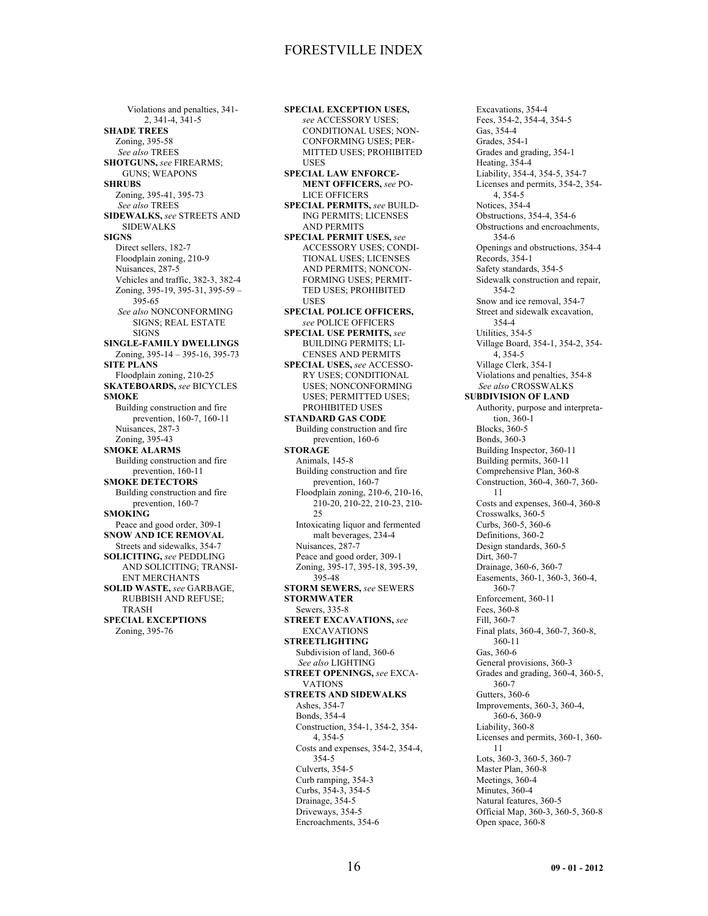Violations and penalties, 341-2, 341-4, 341-5

**SHADE TREES**
Zoning, 395-58
*See also* TREES

**SHOTGUNS,** *see* FIREARMS; GUNS; WEAPONS

**SHRUBS**
Zoning, 395-41, 395-73
*See also* TREES

**SIDEWALKS,** *see* STREETS AND SIDEWALKS

**SIGNS**
Direct sellers, 182-7
Floodplain zoning, 210-9
Nuisances, 287-5
Vehicles and traffic, 382-3, 382-4
Zoning, 395-19, 395-31, 395-59 – 395-65
*See also* NONCONFORMING SIGNS; REAL ESTATE SIGNS

**SINGLE-FAMILY DWELLINGS**
Zoning, 395-14 – 395-16, 395-73

**SITE PLANS**
Floodplain zoning, 210-25

**SKATEBOARDS,** *see* BICYCLES

**SMOKE**
Building construction and fire prevention, 160-7, 160-11
Nuisances, 287-3
Zoning, 395-43

**SMOKE ALARMS**
Building construction and fire prevention, 160-11

**SMOKE DETECTORS**
Building construction and fire prevention, 160-7

**SMOKING**
Peace and good order, 309-1

**SNOW AND ICE REMOVAL**
Streets and sidewalks, 354-7

**SOLICITING,** *see* PEDDLING AND SOLICITING; TRANSIENT MERCHANTS

**SOLID WASTE,** *see* GARBAGE, RUBBISH AND REFUSE; TRASH

**SPECIAL EXCEPTIONS**
Zoning, 395-76

**SPECIAL EXCEPTION USES,** *see* ACCESSORY USES; CONDITIONAL USES; NONCONFORMING USES; PERMITTED USES; PROHIBITED USES

**SPECIAL LAW ENFORCEMENT OFFICERS,** *see* POLICE OFFICERS

**SPECIAL PERMITS,** *see* BUILDING PERMITS; LICENSES AND PERMITS

**SPECIAL PERMIT USES,** *see* ACCESSORY USES; CONDITIONAL USES; LICENSES AND PERMITS; NONCONFORMING USES; PERMITTED USES; PROHIBITED USES

**SPECIAL POLICE OFFICERS,** *see* POLICE OFFICERS

**SPECIAL USE PERMITS,** *see* BUILDING PERMITS; LICENSES AND PERMITS

**SPECIAL USES,** *see* ACCESSORY USES; CONDITIONAL USES; NONCONFORMING USES; PERMITTED USES; PROHIBITED USES

**STANDARD GAS CODE**
Building construction and fire prevention, 160-6

**STORAGE**
Animals, 145-8
Building construction and fire prevention, 160-7
Floodplain zoning, 210-6, 210-16, 210-20, 210-22, 210-23, 210-25
Intoxicating liquor and fermented malt beverages, 234-4
Nuisances, 287-7
Peace and good order, 309-1
Zoning, 395-17, 395-18, 395-39, 395-48

**STORM SEWERS,** *see* SEWERS

**STORMWATER**
Sewers, 335-8

**STREET EXCAVATIONS,** *see* EXCAVATIONS

**STREETLIGHTING**
Subdivision of land, 360-6
*See also* LIGHTING

**STREET OPENINGS,** *see* EXCAVATIONS

**STREETS AND SIDEWALKS**
Ashes, 354-7
Bonds, 354-4
Construction, 354-1, 354-2, 354-4, 354-5
Costs and expenses, 354-2, 354-4, 354-5
Culverts, 354-5
Curb ramping, 354-3
Curbs, 354-3, 354-5
Drainage, 354-5
Driveways, 354-5
Encroachments, 354-6
Excavations, 354-4
Fees, 354-2, 354-4, 354-5
Gas, 354-4
Grades, 354-1
Grades and grading, 354-1
Heating, 354-4
Liability, 354-4, 354-5, 354-7
Licenses and permits, 354-2, 354-4, 354-5
Notices, 354-4
Obstructions, 354-4, 354-6
Obstructions and encroachments, 354-6
Openings and obstructions, 354-4
Records, 354-1
Safety standards, 354-5
Sidewalk construction and repair, 354-2
Snow and ice removal, 354-7
Street and sidewalk excavation, 354-4
Utilities, 354-5
Village Board, 354-1, 354-2, 354-4, 354-5
Village Clerk, 354-1
Violations and penalties, 354-8
*See also* CROSSWALKS

**SUBDIVISION OF LAND**
Authority, purpose and interpretation, 360-1
Blocks, 360-5
Bonds, 360-3
Building Inspector, 360-11
Building permits, 360-11
Comprehensive Plan, 360-8
Construction, 360-4, 360-7, 360-11
Costs and expenses, 360-4, 360-8
Crosswalks, 360-5
Curbs, 360-5, 360-6
Definitions, 360-2
Design standards, 360-5
Dirt, 360-7
Drainage, 360-6, 360-7
Easements, 360-1, 360-3, 360-4, 360-7
Enforcement, 360-11
Fees, 360-8
Fill, 360-7
Final plats, 360-4, 360-7, 360-8, 360-11
Gas, 360-6
General provisions, 360-3
Grades and grading, 360-4, 360-5, 360-7
Gutters, 360-6
Improvements, 360-3, 360-4, 360-6, 360-9
Liability, 360-8
Licenses and permits, 360-1, 360-11
Lots, 360-3, 360-5, 360-7
Master Plan, 360-8
Meetings, 360-4
Minutes, 360-4
Natural features, 360-5
Official Map, 360-3, 360-5, 360-8
Open space, 360-8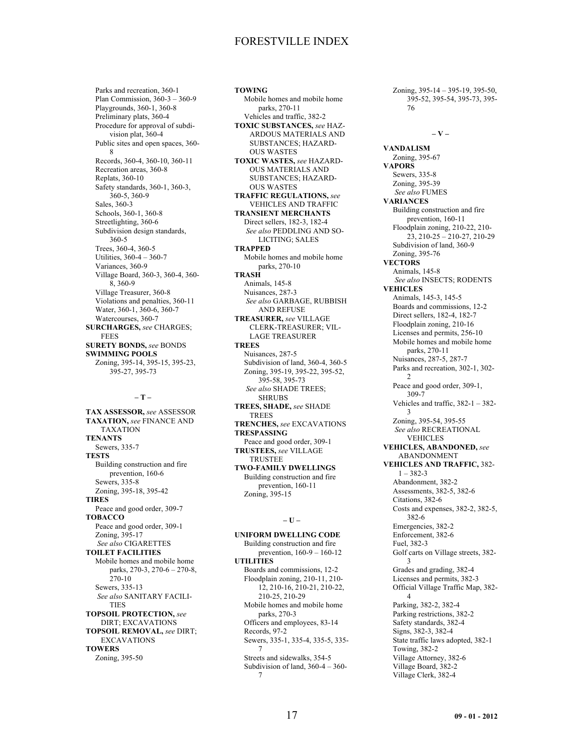Parks and recreation, 360-1
Plan Commission, 360-3 – 360-9
Playgrounds, 360-1, 360-8
Preliminary plats, 360-4
Procedure for approval of subdivision plat, 360-4
Public sites and open spaces, 360-8
Records, 360-4, 360-10, 360-11
Recreation areas, 360-8
Replats, 360-10
Safety standards, 360-1, 360-3, 360-5, 360-9
Sales, 360-3
Schools, 360-1, 360-8
Streetlighting, 360-6
Subdivision design standards, 360-5
Trees, 360-4, 360-5
Utilities, 360-4 – 360-7
Variances, 360-9
Village Board, 360-3, 360-4, 360-8, 360-9
Village Treasurer, 360-8
Violations and penalties, 360-11
Water, 360-1, 360-6, 360-7
Watercourses, 360-7

**SURCHARGES,** *see* CHARGES; FEES

**SURETY BONDS,** *see* BONDS

**SWIMMING POOLS**
Zoning, 395-14, 395-15, 395-23, 395-27, 395-73

## – T –

**TAX ASSESSOR,** *see* ASSESSOR

**TAXATION,** *see* FINANCE AND TAXATION

**TENANTS**
Sewers, 335-7

**TESTS**
Building construction and fire prevention, 160-6
Sewers, 335-8
Zoning, 395-18, 395-42

**TIRES**
Peace and good order, 309-7

**TOBACCO**
Peace and good order, 309-1
Zoning, 395-17
*See also* CIGARETTES

**TOILET FACILITIES**
Mobile homes and mobile home parks, 270-3, 270-6 – 270-8, 270-10
Sewers, 335-13
*See also* SANITARY FACILITIES

**TOPSOIL PROTECTION,** *see* DIRT; EXCAVATIONS

**TOPSOIL REMOVAL,** *see* DIRT; EXCAVATIONS

**TOWERS**
Zoning, 395-50

**TOWING**
Mobile homes and mobile home parks, 270-11
Vehicles and traffic, 382-2

**TOXIC SUBSTANCES,** *see* HAZARDOUS MATERIALS AND SUBSTANCES; HAZARDOUS WASTES

**TOXIC WASTES,** *see* HAZARDOUS MATERIALS AND SUBSTANCES; HAZARDOUS WASTES

**TRAFFIC REGULATIONS,** *see* VEHICLES AND TRAFFIC

**TRANSIENT MERCHANTS**
Direct sellers, 182-3, 182-4
*See also* PEDDLING AND SOLICITING; SALES

**TRAPPED**
Mobile homes and mobile home parks, 270-10

**TRASH**
Animals, 145-8
Nuisances, 287-3
*See also* GARBAGE, RUBBISH AND REFUSE

**TREASURER,** *see* VILLAGE CLERK-TREASURER; VILLAGE TREASURER

**TREES**
Nuisances, 287-5
Subdivision of land, 360-4, 360-5
Zoning, 395-19, 395-22, 395-52, 395-58, 395-73
*See also* SHADE TREES; SHRUBS

**TREES, SHADE,** *see* SHADE TREES

**TRENCHES,** *see* EXCAVATIONS

**TRESPASSING**
Peace and good order, 309-1

**TRUSTEES,** *see* VILLAGE TRUSTEE

**TWO-FAMILY DWELLINGS**
Building construction and fire prevention, 160-11
Zoning, 395-15

## – U –

**UNIFORM DWELLING CODE**
Building construction and fire prevention, 160-9 – 160-12

**UTILITIES**
Boards and commissions, 12-2
Floodplain zoning, 210-11, 210-12, 210-16, 210-21, 210-22, 210-25, 210-29
Mobile homes and mobile home parks, 270-3
Officers and employees, 83-14
Records, 97-2
Sewers, 335-1, 335-4, 335-5, 335-7
Streets and sidewalks, 354-5
Subdivision of land, 360-4 – 360-7
Zoning, 395-14 – 395-19, 395-50, 395-52, 395-54, 395-73, 395-76

## – V –

**VANDALISM**
Zoning, 395-67

**VAPORS**
Sewers, 335-8
Zoning, 395-39
*See also* FUMES

**VARIANCES**
Building construction and fire prevention, 160-11
Floodplain zoning, 210-22, 210-23, 210-25 – 210-27, 210-29
Subdivision of land, 360-9
Zoning, 395-76

**VECTORS**
Animals, 145-8
*See also* INSECTS; RODENTS

**VEHICLES**
Animals, 145-3, 145-5
Boards and commissions, 12-2
Direct sellers, 182-4, 182-7
Floodplain zoning, 210-16
Licenses and permits, 256-10
Mobile homes and mobile home parks, 270-11
Nuisances, 287-5, 287-7
Parks and recreation, 302-1, 302-2
Peace and good order, 309-1, 309-7
Vehicles and traffic, 382-1 – 382-3
Zoning, 395-54, 395-55
*See also* RECREATIONAL VEHICLES

**VEHICLES, ABANDONED,** *see* ABANDONMENT

**VEHICLES AND TRAFFIC,** 382-1 – 382-3
Abandonment, 382-2
Assessments, 382-5, 382-6
Citations, 382-6
Costs and expenses, 382-2, 382-5, 382-6
Emergencies, 382-2
Enforcement, 382-6
Fuel, 382-3
Golf carts on Village streets, 382-3
Grades and grading, 382-4
Licenses and permits, 382-3
Official Village Traffic Map, 382-4
Parking, 382-2, 382-4
Parking restrictions, 382-2
Safety standards, 382-4
Signs, 382-3, 382-4
State traffic laws adopted, 382-1
Towing, 382-2
Village Attorney, 382-6
Village Board, 382-2
Village Clerk, 382-4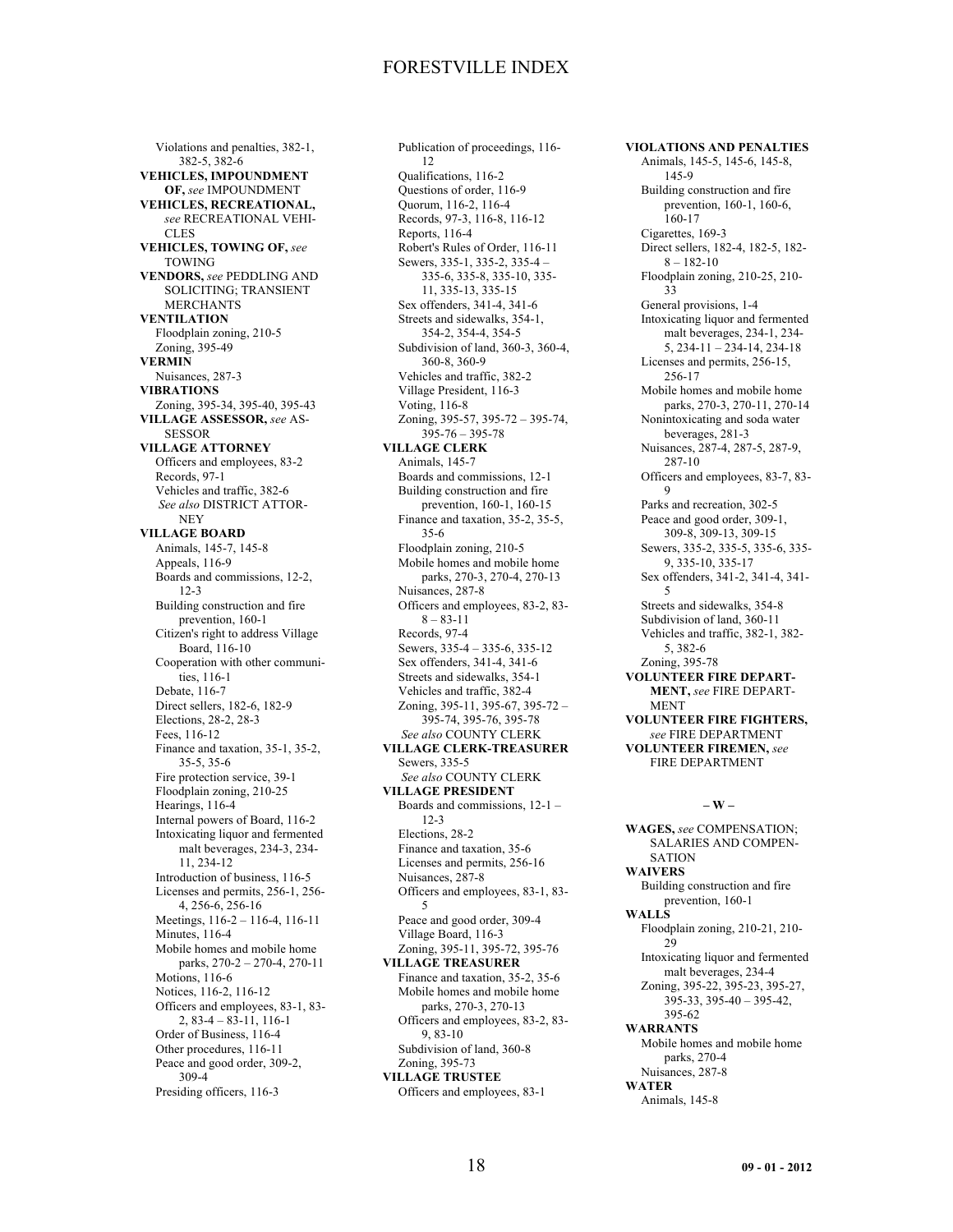Violations and penalties, 382-1, 382-5, 382-6

**VEHICLES, IMPOUNDMENT OF,** *see* IMPOUNDMENT

**VEHICLES, RECREATIONAL,** *see* RECREATIONAL VEHICLES

**VEHICLES, TOWING OF,** *see* TOWING

**VENDORS,** *see* PEDDLING AND SOLICITING; TRANSIENT MERCHANTS

**VENTILATION**

Floodplain zoning, 210-5
Zoning, 395-49

**VERMIN**

Nuisances, 287-3

**VIBRATIONS**

Zoning, 395-34, 395-40, 395-43

**VILLAGE ASSESSOR,** *see* ASSESSOR

**VILLAGE ATTORNEY**

Officers and employees, 83-2
Records, 97-1
Vehicles and traffic, 382-6
*See also* DISTRICT ATTORNEY

**VILLAGE BOARD**

Animals, 145-7, 145-8
Appeals, 116-9
Boards and commissions, 12-2, 12-3
Building construction and fire prevention, 160-1
Citizen's right to address Village Board, 116-10
Cooperation with other communities, 116-1
Debate, 116-7
Direct sellers, 182-6, 182-9
Elections, 28-2, 28-3
Fees, 116-12
Finance and taxation, 35-1, 35-2, 35-5, 35-6
Fire protection service, 39-1
Floodplain zoning, 210-25
Hearings, 116-4
Internal powers of Board, 116-2
Intoxicating liquor and fermented malt beverages, 234-3, 234-11, 234-12
Introduction of business, 116-5
Licenses and permits, 256-1, 256-4, 256-6, 256-16
Meetings, 116-2 – 116-4, 116-11
Minutes, 116-4
Mobile homes and mobile home parks, 270-2 – 270-4, 270-11
Motions, 116-6
Notices, 116-2, 116-12
Officers and employees, 83-1, 83-2, 83-4 – 83-11, 116-1
Order of Business, 116-4
Other procedures, 116-11
Peace and good order, 309-2, 309-4
Presiding officers, 116-3
Publication of proceedings, 116-12
Qualifications, 116-2
Questions of order, 116-9
Quorum, 116-2, 116-4
Records, 97-3, 116-8, 116-12
Reports, 116-4
Robert's Rules of Order, 116-11
Sewers, 335-1, 335-2, 335-4 – 335-6, 335-8, 335-10, 335-11, 335-13, 335-15
Sex offenders, 341-4, 341-6
Streets and sidewalks, 354-1, 354-2, 354-4, 354-5
Subdivision of land, 360-3, 360-4, 360-8, 360-9
Vehicles and traffic, 382-2
Village President, 116-3
Voting, 116-8
Zoning, 395-57, 395-72 – 395-74, 395-76 – 395-78

**VILLAGE CLERK**

Animals, 145-7
Boards and commissions, 12-1
Building construction and fire prevention, 160-1, 160-15
Finance and taxation, 35-2, 35-5, 35-6
Floodplain zoning, 210-5
Mobile homes and mobile home parks, 270-3, 270-4, 270-13
Nuisances, 287-8
Officers and employees, 83-2, 83-8 – 83-11
Records, 97-4
Sewers, 335-4 – 335-6, 335-12
Sex offenders, 341-4, 341-6
Streets and sidewalks, 354-1
Vehicles and traffic, 382-4
Zoning, 395-11, 395-67, 395-72 – 395-74, 395-76, 395-78
*See also* COUNTY CLERK

**VILLAGE CLERK-TREASURER**

Sewers, 335-5
*See also* COUNTY CLERK

**VILLAGE PRESIDENT**

Boards and commissions, 12-1 – 12-3
Elections, 28-2
Finance and taxation, 35-6
Licenses and permits, 256-16
Nuisances, 287-8
Officers and employees, 83-1, 83-5
Peace and good order, 309-4
Village Board, 116-3
Zoning, 395-11, 395-72, 395-76

**VILLAGE TREASURER**

Finance and taxation, 35-2, 35-6
Mobile homes and mobile home parks, 270-3, 270-13
Officers and employees, 83-2, 83-9, 83-10
Subdivision of land, 360-8
Zoning, 395-73

**VILLAGE TRUSTEE**

Officers and employees, 83-1

**VIOLATIONS AND PENALTIES**

Animals, 145-5, 145-6, 145-8, 145-9
Building construction and fire prevention, 160-1, 160-6, 160-17
Cigarettes, 169-3
Direct sellers, 182-4, 182-5, 182-8 – 182-10
Floodplain zoning, 210-25, 210-33
General provisions, 1-4
Intoxicating liquor and fermented malt beverages, 234-1, 234-5, 234-11 – 234-14, 234-18
Licenses and permits, 256-15, 256-17
Mobile homes and mobile home parks, 270-3, 270-11, 270-14
Nonintoxicating and soda water beverages, 281-3
Nuisances, 287-4, 287-5, 287-9, 287-10
Officers and employees, 83-7, 83-9
Parks and recreation, 302-5
Peace and good order, 309-1, 309-8, 309-13, 309-15
Sewers, 335-2, 335-5, 335-6, 335-9, 335-10, 335-17
Sex offenders, 341-2, 341-4, 341-5
Streets and sidewalks, 354-8
Subdivision of land, 360-11
Vehicles and traffic, 382-1, 382-5, 382-6
Zoning, 395-78

**VOLUNTEER FIRE DEPARTMENT,** *see* FIRE DEPARTMENT

**VOLUNTEER FIRE FIGHTERS,** *see* FIRE DEPARTMENT

**VOLUNTEER FIREMEN,** *see* FIRE DEPARTMENT

**– W –**

**WAGES,** *see* COMPENSATION; SALARIES AND COMPENSATION

**WAIVERS**

Building construction and fire prevention, 160-1

**WALLS**

Floodplain zoning, 210-21, 210-29
Intoxicating liquor and fermented malt beverages, 234-4
Zoning, 395-22, 395-23, 395-27, 395-33, 395-40 – 395-42, 395-62

**WARRANTS**

Mobile homes and mobile home parks, 270-4
Nuisances, 287-8

**WATER**

Animals, 145-8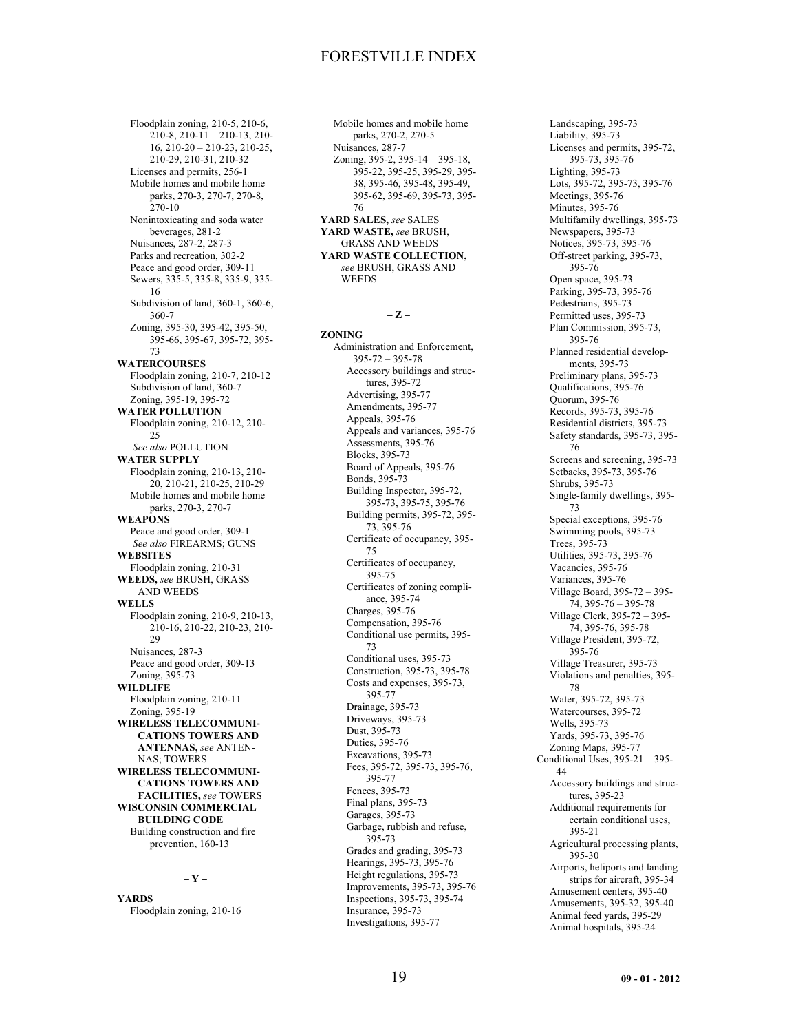Floodplain zoning, 210-5, 210-6, 210-8, 210-11 – 210-13, 210-16, 210-20 – 210-23, 210-25, 210-29, 210-31, 210-32
Licenses and permits, 256-1
Mobile homes and mobile home parks, 270-3, 270-7, 270-8, 270-10
Nonintoxicating and soda water beverages, 281-2
Nuisances, 287-2, 287-3
Parks and recreation, 302-2
Peace and good order, 309-11
Sewers, 335-5, 335-8, 335-9, 335-16
Subdivision of land, 360-1, 360-6, 360-7
Zoning, 395-30, 395-42, 395-50, 395-66, 395-67, 395-72, 395-73

**WATERCOURSES**
Floodplain zoning, 210-7, 210-12
Subdivision of land, 360-7
Zoning, 395-19, 395-72

**WATER POLLUTION**
Floodplain zoning, 210-12, 210-25
*See also* POLLUTION

**WATER SUPPLY**
Floodplain zoning, 210-13, 210-20, 210-21, 210-25, 210-29
Mobile homes and mobile home parks, 270-3, 270-7

**WEAPONS**
Peace and good order, 309-1
*See also* FIREARMS; GUNS

**WEBSITES**
Floodplain zoning, 210-31

**WEEDS,** *see* BRUSH, GRASS AND WEEDS

**WELLS**
Floodplain zoning, 210-9, 210-13, 210-16, 210-22, 210-23, 210-29
Nuisances, 287-3
Peace and good order, 309-13
Zoning, 395-73

**WILDLIFE**
Floodplain zoning, 210-11
Zoning, 395-19

**WIRELESS TELECOMMUNICATIONS TOWERS AND ANTENNAS,** *see* ANTENNAS; TOWERS

**WIRELESS TELECOMMUNICATIONS TOWERS AND FACILITIES,** *see* TOWERS

**WISCONSIN COMMERCIAL BUILDING CODE**
Building construction and fire prevention, 160-13

– Y –

**YARDS**
Floodplain zoning, 210-16
Mobile homes and mobile home parks, 270-2, 270-5
Nuisances, 287-7
Zoning, 395-2, 395-14 – 395-18, 395-22, 395-25, 395-29, 395-38, 395-46, 395-48, 395-49, 395-62, 395-69, 395-73, 395-76

**YARD SALES,** *see* SALES

**YARD WASTE,** *see* BRUSH, GRASS AND WEEDS

**YARD WASTE COLLECTION,** *see* BRUSH, GRASS AND WEEDS

– Z –

**ZONING**
Administration and Enforcement, 395-72 – 395-78
- Accessory buildings and structures, 395-72
- Advertising, 395-77
- Amendments, 395-77
- Appeals, 395-76
- Appeals and variances, 395-76
- Assessments, 395-76
- Blocks, 395-73
- Board of Appeals, 395-76
- Bonds, 395-73
- Building Inspector, 395-72, 395-73, 395-75, 395-76
- Building permits, 395-72, 395-73, 395-76
- Certificate of occupancy, 395-75
- Certificates of occupancy, 395-75
- Certificates of zoning compliance, 395-74
- Charges, 395-76
- Compensation, 395-76
- Conditional use permits, 395-73
- Conditional uses, 395-73
- Construction, 395-73, 395-78
- Costs and expenses, 395-73, 395-77
- Drainage, 395-73
- Driveways, 395-73
- Dust, 395-73
- Duties, 395-76
- Excavations, 395-73
- Fees, 395-72, 395-73, 395-76, 395-77
- Fences, 395-73
- Final plans, 395-73
- Garages, 395-73
- Garbage, rubbish and refuse, 395-73
- Grades and grading, 395-73
- Hearings, 395-73, 395-76
- Height regulations, 395-73
- Improvements, 395-73, 395-76
- Inspections, 395-73, 395-74
- Insurance, 395-73
- Investigations, 395-77
- Landscaping, 395-73
- Liability, 395-73
- Licenses and permits, 395-72, 395-73, 395-76
- Lighting, 395-73
- Lots, 395-72, 395-73, 395-76
- Meetings, 395-76
- Minutes, 395-76
- Multifamily dwellings, 395-73
- Newspapers, 395-73
- Notices, 395-73, 395-76
- Off-street parking, 395-73, 395-76
- Open space, 395-73
- Parking, 395-73, 395-76
- Pedestrians, 395-73
- Permitted uses, 395-73
- Plan Commission, 395-73, 395-76
- Planned residential developments, 395-73
- Preliminary plans, 395-73
- Qualifications, 395-76
- Quorum, 395-76
- Records, 395-73, 395-76
- Residential districts, 395-73
- Safety standards, 395-73, 395-76
- Screens and screening, 395-73
- Setbacks, 395-73, 395-76
- Shrubs, 395-73
- Single-family dwellings, 395-73
- Special exceptions, 395-76
- Swimming pools, 395-73
- Trees, 395-73
- Utilities, 395-73, 395-76
- Vacancies, 395-76
- Variances, 395-76
- Village Board, 395-72 – 395-74, 395-76 – 395-78
- Village Clerk, 395-72 – 395-74, 395-76, 395-78
- Village President, 395-72, 395-76
- Village Treasurer, 395-73
- Violations and penalties, 395-78
- Water, 395-72, 395-73
- Watercourses, 395-72
- Wells, 395-73
- Yards, 395-73, 395-76
- Zoning Maps, 395-77

Conditional Uses, 395-21 – 395-44
- Accessory buildings and structures, 395-23
- Additional requirements for certain conditional uses, 395-21
- Agricultural processing plants, 395-30
- Airports, heliports and landing strips for aircraft, 395-34
- Amusement centers, 395-40
- Amusements, 395-32, 395-40
- Animal feed yards, 395-29
- Animal hospitals, 395-24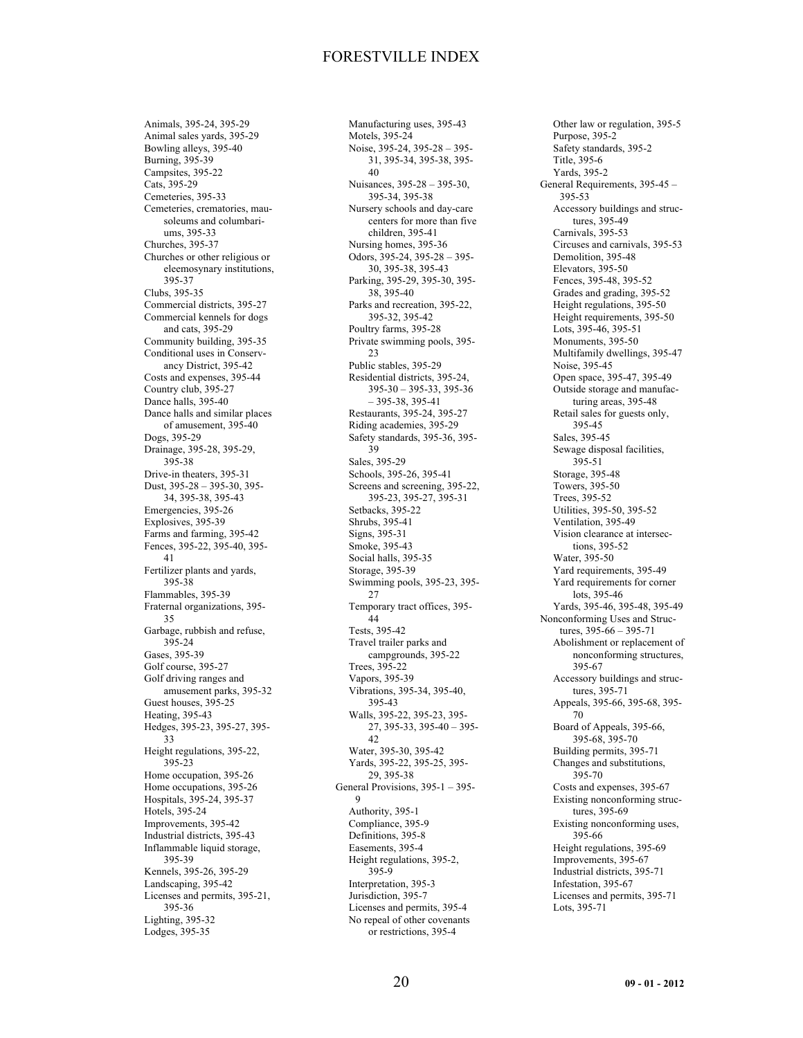# FORESTVILLE INDEX

Animals, 395-24, 395-29
Animal sales yards, 395-29
Bowling alleys, 395-40
Burning, 395-39
Campsites, 395-22
Cats, 395-29
Cemeteries, 395-33
Cemeteries, crematories, mausoleums and columbariums, 395-33
Churches, 395-37
Churches or other religious or eleemosynary institutions, 395-37
Clubs, 395-35
Commercial districts, 395-27
Commercial kennels for dogs and cats, 395-29
Community building, 395-35
Conditional uses in Conservancy District, 395-42
Costs and expenses, 395-44
Country club, 395-27
Dance halls, 395-40
Dance halls and similar places of amusement, 395-40
Dogs, 395-29
Drainage, 395-28, 395-29, 395-38
Drive-in theaters, 395-31
Dust, 395-28 – 395-30, 395-34, 395-38, 395-43
Emergencies, 395-26
Explosives, 395-39
Farms and farming, 395-42
Fences, 395-22, 395-40, 395-41
Fertilizer plants and yards, 395-38
Flammables, 395-39
Fraternal organizations, 395-35
Garbage, rubbish and refuse, 395-24
Gases, 395-39
Golf course, 395-27
Golf driving ranges and amusement parks, 395-32
Guest houses, 395-25
Heating, 395-43
Hedges, 395-23, 395-27, 395-33
Height regulations, 395-22, 395-23
Home occupation, 395-26
Home occupations, 395-26
Hospitals, 395-24, 395-37
Hotels, 395-24
Improvements, 395-42
Industrial districts, 395-43
Inflammable liquid storage, 395-39
Kennels, 395-26, 395-29
Landscaping, 395-42
Licenses and permits, 395-21, 395-36
Lighting, 395-32
Lodges, 395-35
Manufacturing uses, 395-43
Motels, 395-24
Noise, 395-24, 395-28 – 395-31, 395-34, 395-38, 395-40
Nuisances, 395-28 – 395-30, 395-34, 395-38
Nursery schools and day-care centers for more than five children, 395-41
Nursing homes, 395-36
Odors, 395-24, 395-28 – 395-30, 395-38, 395-43
Parking, 395-29, 395-30, 395-38, 395-40
Parks and recreation, 395-22, 395-32, 395-42
Poultry farms, 395-28
Private swimming pools, 395-23
Public stables, 395-29
Residential districts, 395-24, 395-30 – 395-33, 395-36 – 395-38, 395-41
Restaurants, 395-24, 395-27
Riding academies, 395-29
Safety standards, 395-36, 395-39
Sales, 395-29
Schools, 395-26, 395-41
Screens and screening, 395-22, 395-23, 395-27, 395-31
Setbacks, 395-22
Shrubs, 395-41
Signs, 395-31
Smoke, 395-43
Social halls, 395-35
Storage, 395-39
Swimming pools, 395-23, 395-27
Temporary tract offices, 395-44
Tests, 395-42
Travel trailer parks and campgrounds, 395-22
Trees, 395-22
Vapors, 395-39
Vibrations, 395-34, 395-40, 395-43
Walls, 395-22, 395-23, 395-27, 395-33, 395-40 – 395-42
Water, 395-30, 395-42
Yards, 395-22, 395-25, 395-29, 395-38

General Provisions, 395-1 – 395-9
- Authority, 395-1
- Compliance, 395-9
- Definitions, 395-8
- Easements, 395-4
- Height regulations, 395-2, 395-9
- Interpretation, 395-3
- Jurisdiction, 395-7
- Licenses and permits, 395-4
- No repeal of other covenants or restrictions, 395-4
- Other law or regulation, 395-5
- Purpose, 395-2
- Safety standards, 395-2
- Title, 395-6
- Yards, 395-2

General Requirements, 395-45 – 395-53
- Accessory buildings and structures, 395-49
- Carnivals, 395-53
- Circuses and carnivals, 395-53
- Demolition, 395-48
- Elevators, 395-50
- Fences, 395-48, 395-52
- Grades and grading, 395-52
- Height regulations, 395-50
- Height requirements, 395-50
- Lots, 395-46, 395-51
- Monuments, 395-50
- Multifamily dwellings, 395-47
- Noise, 395-45
- Open space, 395-47, 395-49
- Outside storage and manufacturing areas, 395-48
- Retail sales for guests only, 395-45
- Sales, 395-45
- Sewage disposal facilities, 395-51
- Storage, 395-48
- Towers, 395-50
- Trees, 395-52
- Utilities, 395-50, 395-52
- Ventilation, 395-49
- Vision clearance at intersections, 395-52
- Water, 395-50
- Yard requirements, 395-49
- Yard requirements for corner lots, 395-46
- Yards, 395-46, 395-48, 395-49

Nonconforming Uses and Structures, 395-66 – 395-71
- Abolishment or replacement of nonconforming structures, 395-67
- Accessory buildings and structures, 395-71
- Appeals, 395-66, 395-68, 395-70
- Board of Appeals, 395-66, 395-68, 395-70
- Building permits, 395-71
- Changes and substitutions, 395-70
- Costs and expenses, 395-67
- Existing nonconforming structures, 395-69
- Existing nonconforming uses, 395-66
- Height regulations, 395-69
- Improvements, 395-67
- Industrial districts, 395-71
- Infestation, 395-67
- Licenses and permits, 395-71
- Lots, 395-71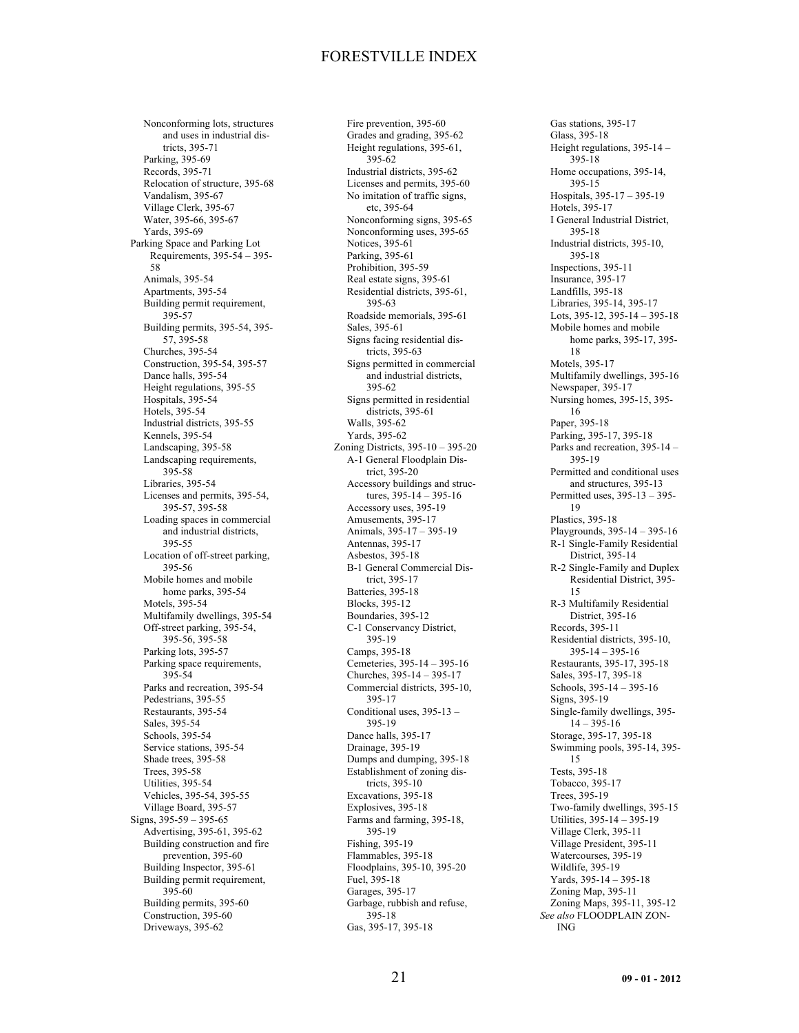# FORESTVILLE INDEX

- Nonconforming lots, structures and uses in industrial districts, 395-71
- Parking, 395-69
- Records, 395-71
- Relocation of structure, 395-68
- Vandalism, 395-67
- Village Clerk, 395-67
- Water, 395-66, 395-67
- Yards, 395-69

Parking Space and Parking Lot Requirements, 395-54 – 395-58
- Animals, 395-54
- Apartments, 395-54
- Building permit requirement, 395-57
- Building permits, 395-54, 395-57, 395-58
- Churches, 395-54
- Construction, 395-54, 395-57
- Dance halls, 395-54
- Height regulations, 395-55
- Hospitals, 395-54
- Hotels, 395-54
- Industrial districts, 395-55
- Kennels, 395-54
- Landscaping, 395-58
- Landscaping requirements, 395-58
- Libraries, 395-54
- Licenses and permits, 395-54, 395-57, 395-58
- Loading spaces in commercial and industrial districts, 395-55
- Location of off-street parking, 395-56
- Mobile homes and mobile home parks, 395-54
- Motels, 395-54
- Multifamily dwellings, 395-54
- Off-street parking, 395-54, 395-56, 395-58
- Parking lots, 395-57
- Parking space requirements, 395-54
- Parks and recreation, 395-54
- Pedestrians, 395-55
- Restaurants, 395-54
- Sales, 395-54
- Schools, 395-54
- Service stations, 395-54
- Shade trees, 395-58
- Trees, 395-58
- Utilities, 395-54
- Vehicles, 395-54, 395-55
- Village Board, 395-57

Signs, 395-59 – 395-65
- Advertising, 395-61, 395-62
- Building construction and fire prevention, 395-60
- Building Inspector, 395-61
- Building permit requirement, 395-60
- Building permits, 395-60
- Construction, 395-60
- Driveways, 395-62
- Fire prevention, 395-60
- Grades and grading, 395-62
- Height regulations, 395-61, 395-62
- Industrial districts, 395-62
- Licenses and permits, 395-60
- No imitation of traffic signs, etc, 395-64
- Nonconforming signs, 395-65
- Nonconforming uses, 395-65
- Notices, 395-61
- Parking, 395-61
- Prohibition, 395-59
- Real estate signs, 395-61
- Residential districts, 395-61, 395-63
- Roadside memorials, 395-61
- Sales, 395-61
- Signs facing residential districts, 395-63
- Signs permitted in commercial and industrial districts, 395-62
- Signs permitted in residential districts, 395-61
- Walls, 395-62
- Yards, 395-62

Zoning Districts, 395-10 – 395-20
- A-1 General Floodplain District, 395-20
- Accessory buildings and structures, 395-14 – 395-16
- Accessory uses, 395-19
- Amusements, 395-17
- Animals, 395-17 – 395-19
- Antennas, 395-17
- Asbestos, 395-18
- B-1 General Commercial District, 395-17
- Batteries, 395-18
- Blocks, 395-12
- Boundaries, 395-12
- C-1 Conservancy District, 395-19
- Camps, 395-18
- Cemeteries, 395-14 – 395-16
- Churches, 395-14 – 395-17
- Commercial districts, 395-10, 395-17
- Conditional uses, 395-13 – 395-19
- Dance halls, 395-17
- Drainage, 395-19
- Dumps and dumping, 395-18
- Establishment of zoning districts, 395-10
- Excavations, 395-18
- Explosives, 395-18
- Farms and farming, 395-18, 395-19
- Fishing, 395-19
- Flammables, 395-18
- Floodplains, 395-10, 395-20
- Fuel, 395-18
- Garages, 395-17
- Garbage, rubbish and refuse, 395-18
- Gas, 395-17, 395-18
- Gas stations, 395-17
- Glass, 395-18
- Height regulations, 395-14 – 395-18
- Home occupations, 395-14, 395-15
- Hospitals, 395-17 – 395-19
- Hotels, 395-17
- I General Industrial District, 395-18
- Industrial districts, 395-10, 395-18
- Inspections, 395-11
- Insurance, 395-17
- Landfills, 395-18
- Libraries, 395-14, 395-17
- Lots, 395-12, 395-14 – 395-18
- Mobile homes and mobile home parks, 395-17, 395-18
- Motels, 395-17
- Multifamily dwellings, 395-16
- Newspaper, 395-17
- Nursing homes, 395-15, 395-16
- Paper, 395-18
- Parking, 395-17, 395-18
- Parks and recreation, 395-14 – 395-19
- Permitted and conditional uses and structures, 395-13
- Permitted uses, 395-13 – 395-19
- Plastics, 395-18
- Playgrounds, 395-14 – 395-16
- R-1 Single-Family Residential District, 395-14
- R-2 Single-Family and Duplex Residential District, 395-15
- R-3 Multifamily Residential District, 395-16
- Records, 395-11
- Residential districts, 395-10, 395-14 – 395-16
- Restaurants, 395-17, 395-18
- Sales, 395-17, 395-18
- Schools, 395-14 – 395-16
- Signs, 395-19
- Single-family dwellings, 395-14 – 395-16
- Storage, 395-17, 395-18
- Swimming pools, 395-14, 395-15
- Tests, 395-18
- Tobacco, 395-17
- Trees, 395-19
- Two-family dwellings, 395-15
- Utilities, 395-14 – 395-19
- Village Clerk, 395-11
- Village President, 395-11
- Watercourses, 395-19
- Wildlife, 395-19
- Yards, 395-14 – 395-18
- Zoning Map, 395-11
- Zoning Maps, 395-11, 395-12

*See also* FLOODPLAIN ZONING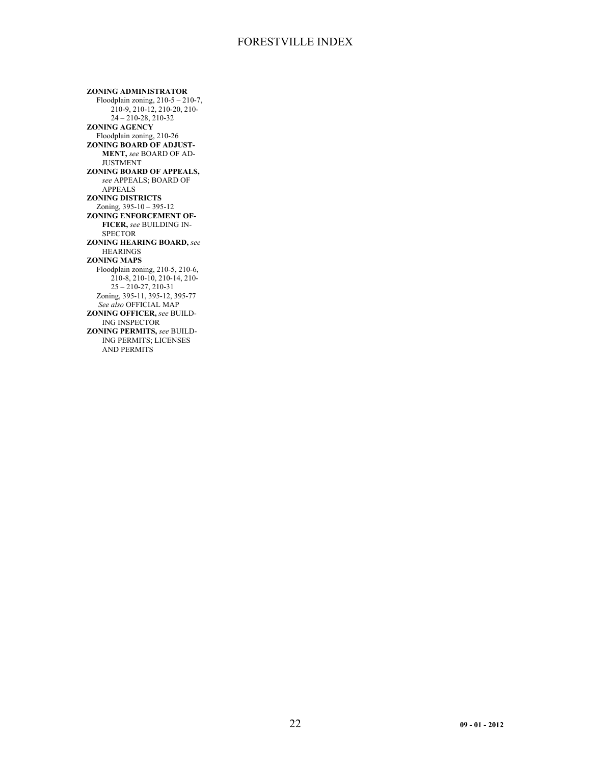**ZONING ADMINISTRATOR**
Floodplain zoning, 210-5 – 210-7, 210-9, 210-12, 210-20, 210-24 – 210-28, 210-32

**ZONING AGENCY**
Floodplain zoning, 210-26

**ZONING BOARD OF ADJUSTMENT,** *see* BOARD OF ADJUSTMENT

**ZONING BOARD OF APPEALS,** *see* APPEALS; BOARD OF APPEALS

**ZONING DISTRICTS**
Zoning, 395-10 – 395-12

**ZONING ENFORCEMENT OFFICER,** *see* BUILDING INSPECTOR

**ZONING HEARING BOARD,** *see* HEARINGS

**ZONING MAPS**
Floodplain zoning, 210-5, 210-6, 210-8, 210-10, 210-14, 210-25 – 210-27, 210-31
Zoning, 395-11, 395-12, 395-77
*See also* OFFICIAL MAP

**ZONING OFFICER,** *see* BUILDING INSPECTOR

**ZONING PERMITS,** *see* BUILDING PERMITS; LICENSES AND PERMITS